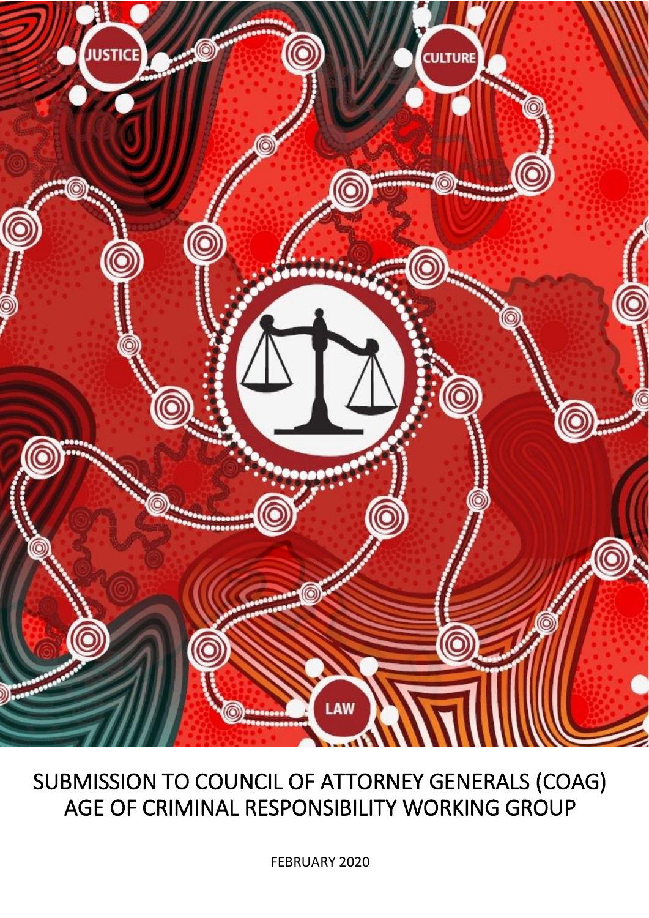# SUBMISSION TO COUNCIL OF ATTORNEY GENERALS (COAG) AGE OF CRIMINAL RESPONSIBILITY WORKING GROUP

FEBRUARY 2020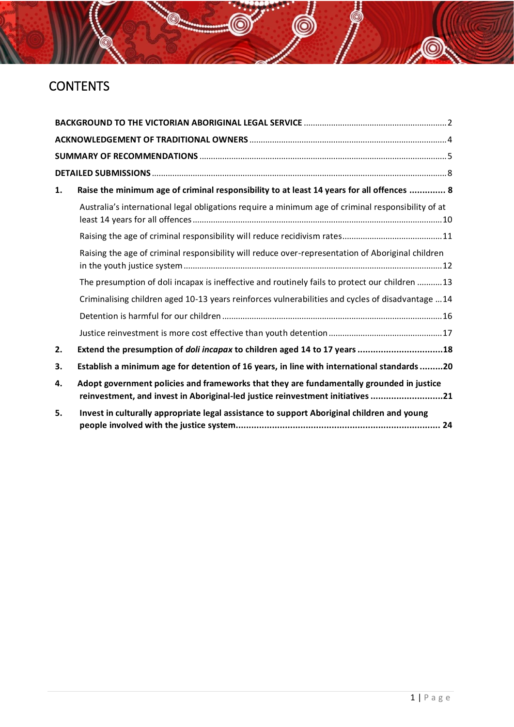# CONTENTS

**BACKGROUND TO THE VICTORIAN ABORIGINAL LEGAL SERVICE** ..... 2

**ACKNOWLEDGEMENT OF TRADITIONAL OWNERS** ..... 4

**SUMMARY OF RECOMMENDATIONS** ..... 5

**DETAILED SUBMISSIONS** ..... 8

**1. Raise the minimum age of criminal responsibility to at least 14 years for all offences** ..... 8

- Australia's international legal obligations require a minimum age of criminal responsibility of at least 14 years for all offences ..... 10
- Raising the age of criminal responsibility will reduce recidivism rates ..... 11
- Raising the age of criminal responsibility will reduce over-representation of Aboriginal children in the youth justice system ..... 12
- The presumption of doli incapax is ineffective and routinely fails to protect our children ..... 13
- Criminalising children aged 10-13 years reinforces vulnerabilities and cycles of disadvantage ..... 14
- Detention is harmful for our children ..... 16
- Justice reinvestment is more cost effective than youth detention ..... 17

**2. Extend the presumption of *doli incapax* to children aged 14 to 17 years** ..... 18

**3. Establish a minimum age for detention of 16 years, in line with international standards** ..... 20

**4. Adopt government policies and frameworks that they are fundamentally grounded in justice reinvestment, and invest in Aboriginal-led justice reinvestment initiatives** ..... 21

**5. Invest in culturally appropriate legal assistance to support Aboriginal children and young people involved with the justice system** ..... 24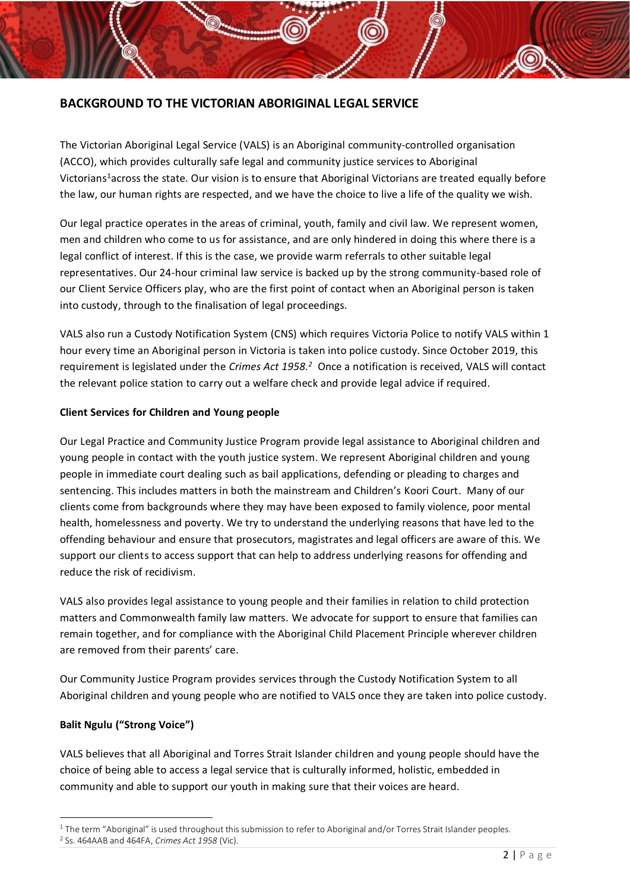## BACKGROUND TO THE VICTORIAN ABORIGINAL LEGAL SERVICE

The Victorian Aboriginal Legal Service (VALS) is an Aboriginal community-controlled organisation (ACCO), which provides culturally safe legal and community justice services to Aboriginal Victorians[1]across the state. Our vision is to ensure that Aboriginal Victorians are treated equally before the law, our human rights are respected, and we have the choice to live a life of the quality we wish.

Our legal practice operates in the areas of criminal, youth, family and civil law. We represent women, men and children who come to us for assistance, and are only hindered in doing this where there is a legal conflict of interest. If this is the case, we provide warm referrals to other suitable legal representatives. Our 24-hour criminal law service is backed up by the strong community-based role of our Client Service Officers play, who are the first point of contact when an Aboriginal person is taken into custody, through to the finalisation of legal proceedings.

VALS also run a Custody Notification System (CNS) which requires Victoria Police to notify VALS within 1 hour every time an Aboriginal person in Victoria is taken into police custody. Since October 2019, this requirement is legislated under the *Crimes Act 1958.*[2] Once a notification is received, VALS will contact the relevant police station to carry out a welfare check and provide legal advice if required.

**Client Services for Children and Young people**

Our Legal Practice and Community Justice Program provide legal assistance to Aboriginal children and young people in contact with the youth justice system. We represent Aboriginal children and young people in immediate court dealing such as bail applications, defending or pleading to charges and sentencing. This includes matters in both the mainstream and Children's Koori Court. Many of our clients come from backgrounds where they may have been exposed to family violence, poor mental health, homelessness and poverty. We try to understand the underlying reasons that have led to the offending behaviour and ensure that prosecutors, magistrates and legal officers are aware of this. We support our clients to access support that can help to address underlying reasons for offending and reduce the risk of recidivism.

VALS also provides legal assistance to young people and their families in relation to child protection matters and Commonwealth family law matters. We advocate for support to ensure that families can remain together, and for compliance with the Aboriginal Child Placement Principle wherever children are removed from their parents' care.

Our Community Justice Program provides services through the Custody Notification System to all Aboriginal children and young people who are notified to VALS once they are taken into police custody.

**Balit Ngulu ("Strong Voice")**

VALS believes that all Aboriginal and Torres Strait Islander children and young people should have the choice of being able to access a legal service that is culturally informed, holistic, embedded in community and able to support our youth in making sure that their voices are heard.

---

[1] The term "Aboriginal" is used throughout this submission to refer to Aboriginal and/or Torres Strait Islander peoples.

[2] Ss. 464AAB and 464FA, *Crimes Act 1958* (Vic).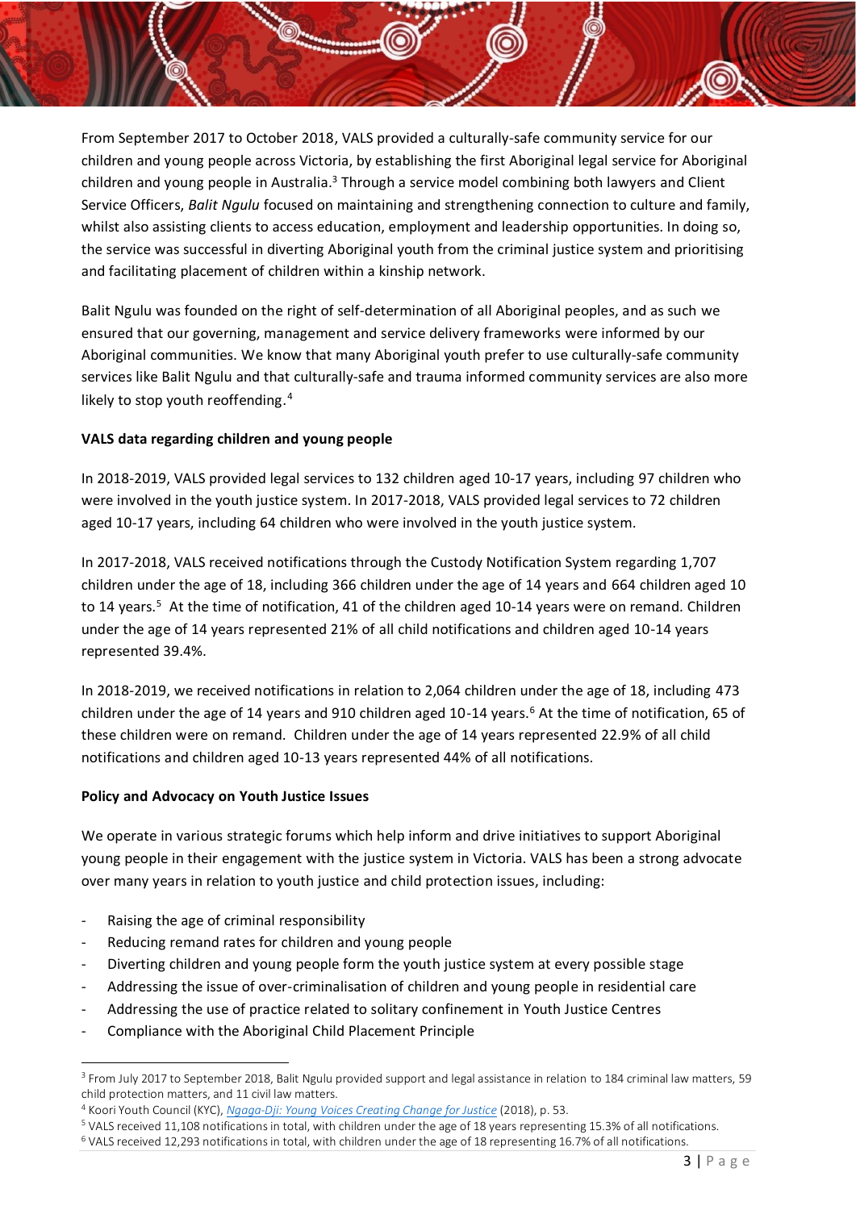From September 2017 to October 2018, VALS provided a culturally-safe community service for our children and young people across Victoria, by establishing the first Aboriginal legal service for Aboriginal children and young people in Australia.[3] Through a service model combining both lawyers and Client Service Officers, *Balit Ngulu* focused on maintaining and strengthening connection to culture and family, whilst also assisting clients to access education, employment and leadership opportunities. In doing so, the service was successful in diverting Aboriginal youth from the criminal justice system and prioritising and facilitating placement of children within a kinship network.

Balit Ngulu was founded on the right of self-determination of all Aboriginal peoples, and as such we ensured that our governing, management and service delivery frameworks were informed by our Aboriginal communities. We know that many Aboriginal youth prefer to use culturally-safe community services like Balit Ngulu and that culturally-safe and trauma informed community services are also more likely to stop youth reoffending.[4]

**VALS data regarding children and young people**

In 2018-2019, VALS provided legal services to 132 children aged 10-17 years, including 97 children who were involved in the youth justice system. In 2017-2018, VALS provided legal services to 72 children aged 10-17 years, including 64 children who were involved in the youth justice system.

In 2017-2018, VALS received notifications through the Custody Notification System regarding 1,707 children under the age of 18, including 366 children under the age of 14 years and 664 children aged 10 to 14 years.[5] At the time of notification, 41 of the children aged 10-14 years were on remand. Children under the age of 14 years represented 21% of all child notifications and children aged 10-14 years represented 39.4%.

In 2018-2019, we received notifications in relation to 2,064 children under the age of 18, including 473 children under the age of 14 years and 910 children aged 10-14 years.[6] At the time of notification, 65 of these children were on remand. Children under the age of 14 years represented 22.9% of all child notifications and children aged 10-13 years represented 44% of all notifications.

**Policy and Advocacy on Youth Justice Issues**

We operate in various strategic forums which help inform and drive initiatives to support Aboriginal young people in their engagement with the justice system in Victoria. VALS has been a strong advocate over many years in relation to youth justice and child protection issues, including:

- Raising the age of criminal responsibility
- Reducing remand rates for children and young people
- Diverting children and young people form the youth justice system at every possible stage
- Addressing the issue of over-criminalisation of children and young people in residential care
- Addressing the use of practice related to solitary confinement in Youth Justice Centres
- Compliance with the Aboriginal Child Placement Principle

---

[3] From July 2017 to September 2018, Balit Ngulu provided support and legal assistance in relation to 184 criminal law matters, 59 child protection matters, and 11 civil law matters.

[4] Koori Youth Council (KYC), *Ngaga-Dji: Young Voices Creating Change for Justice* (2018), p. 53.

[5] VALS received 11,108 notifications in total, with children under the age of 18 years representing 15.3% of all notifications.

[6] VALS received 12,293 notifications in total, with children under the age of 18 representing 16.7% of all notifications.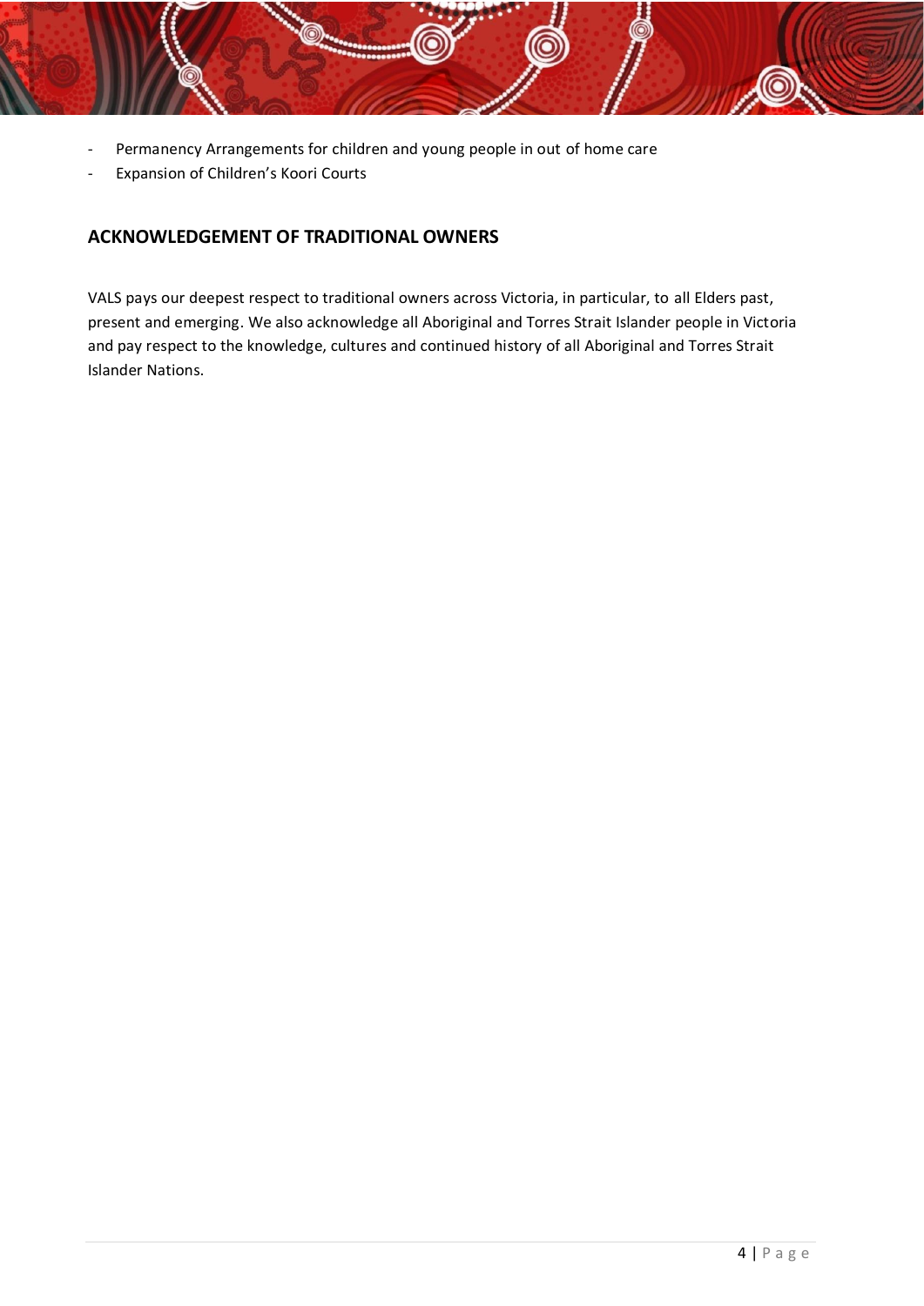- Permanency Arrangements for children and young people in out of home care
- Expansion of Children's Koori Courts

## ACKNOWLEDGEMENT OF TRADITIONAL OWNERS

VALS pays our deepest respect to traditional owners across Victoria, in particular, to all Elders past, present and emerging. We also acknowledge all Aboriginal and Torres Strait Islander people in Victoria and pay respect to the knowledge, cultures and continued history of all Aboriginal and Torres Strait Islander Nations.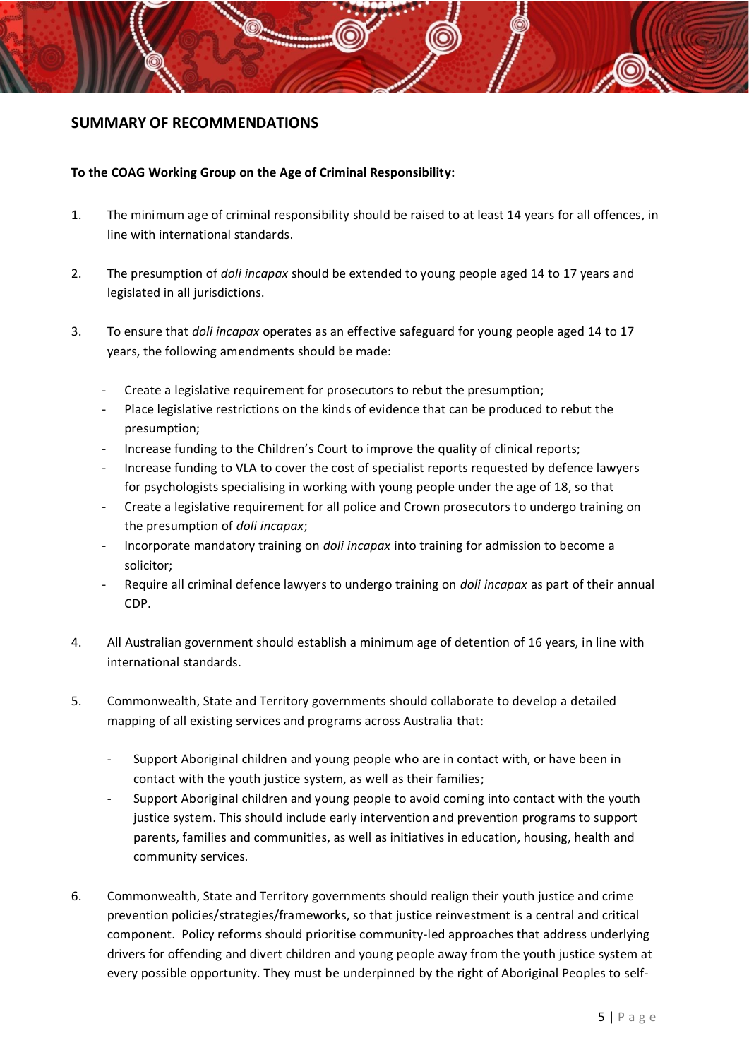## SUMMARY OF RECOMMENDATIONS

**To the COAG Working Group on the Age of Criminal Responsibility:**

1. The minimum age of criminal responsibility should be raised to at least 14 years for all offences, in line with international standards.

2. The presumption of *doli incapax* should be extended to young people aged 14 to 17 years and legislated in all jurisdictions.

3. To ensure that *doli incapax* operates as an effective safeguard for young people aged 14 to 17 years, the following amendments should be made:

   - Create a legislative requirement for prosecutors to rebut the presumption;
   - Place legislative restrictions on the kinds of evidence that can be produced to rebut the presumption;
   - Increase funding to the Children's Court to improve the quality of clinical reports;
   - Increase funding to VLA to cover the cost of specialist reports requested by defence lawyers for psychologists specialising in working with young people under the age of 18, so that
   - Create a legislative requirement for all police and Crown prosecutors to undergo training on the presumption of *doli incapax*;
   - Incorporate mandatory training on *doli incapax* into training for admission to become a solicitor;
   - Require all criminal defence lawyers to undergo training on *doli incapax* as part of their annual CDP.

4. All Australian government should establish a minimum age of detention of 16 years, in line with international standards.

5. Commonwealth, State and Territory governments should collaborate to develop a detailed mapping of all existing services and programs across Australia that:

   - Support Aboriginal children and young people who are in contact with, or have been in contact with the youth justice system, as well as their families;
   - Support Aboriginal children and young people to avoid coming into contact with the youth justice system. This should include early intervention and prevention programs to support parents, families and communities, as well as initiatives in education, housing, health and community services.

6. Commonwealth, State and Territory governments should realign their youth justice and crime prevention policies/strategies/frameworks, so that justice reinvestment is a central and critical component. Policy reforms should prioritise community-led approaches that address underlying drivers for offending and divert children and young people away from the youth justice system at every possible opportunity. They must be underpinned by the right of Aboriginal Peoples to self-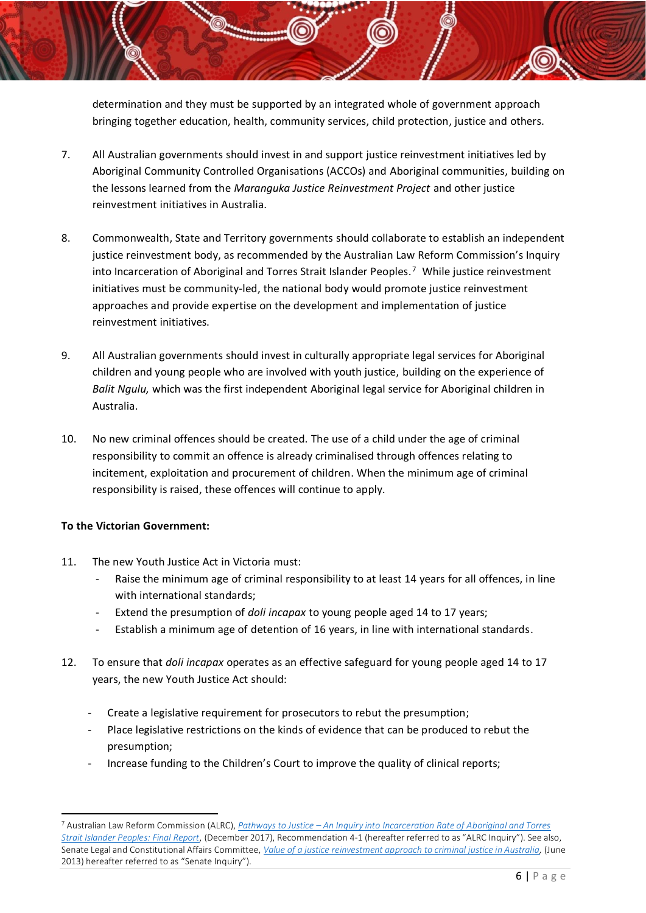determination and they must be supported by an integrated whole of government approach bringing together education, health, community services, child protection, justice and others.

7. All Australian governments should invest in and support justice reinvestment initiatives led by Aboriginal Community Controlled Organisations (ACCOs) and Aboriginal communities, building on the lessons learned from the *Maranguka Justice Reinvestment Project* and other justice reinvestment initiatives in Australia.

8. Commonwealth, State and Territory governments should collaborate to establish an independent justice reinvestment body, as recommended by the Australian Law Reform Commission's Inquiry into Incarceration of Aboriginal and Torres Strait Islander Peoples.[7] While justice reinvestment initiatives must be community-led, the national body would promote justice reinvestment approaches and provide expertise on the development and implementation of justice reinvestment initiatives.

9. All Australian governments should invest in culturally appropriate legal services for Aboriginal children and young people who are involved with youth justice, building on the experience of *Balit Ngulu,* which was the first independent Aboriginal legal service for Aboriginal children in Australia.

10. No new criminal offences should be created. The use of a child under the age of criminal responsibility to commit an offence is already criminalised through offences relating to incitement, exploitation and procurement of children. When the minimum age of criminal responsibility is raised, these offences will continue to apply.

**To the Victorian Government:**

11. The new Youth Justice Act in Victoria must:
    - Raise the minimum age of criminal responsibility to at least 14 years for all offences, in line with international standards;
    - Extend the presumption of *doli incapax* to young people aged 14 to 17 years;
    - Establish a minimum age of detention of 16 years, in line with international standards.

12. To ensure that *doli incapax* operates as an effective safeguard for young people aged 14 to 17 years, the new Youth Justice Act should:

    - Create a legislative requirement for prosecutors to rebut the presumption;
    - Place legislative restrictions on the kinds of evidence that can be produced to rebut the presumption;
    - Increase funding to the Children's Court to improve the quality of clinical reports;

---

[7] Australian Law Reform Commission (ALRC), *Pathways to Justice – An Inquiry into Incarceration Rate of Aboriginal and Torres Strait Islander Peoples: Final Report*, (December 2017), Recommendation 4-1 (hereafter referred to as "ALRC Inquiry"). See also, Senate Legal and Constitutional Affairs Committee, *Value of a justice reinvestment approach to criminal justice in Australia*, (June 2013) hereafter referred to as "Senate Inquiry").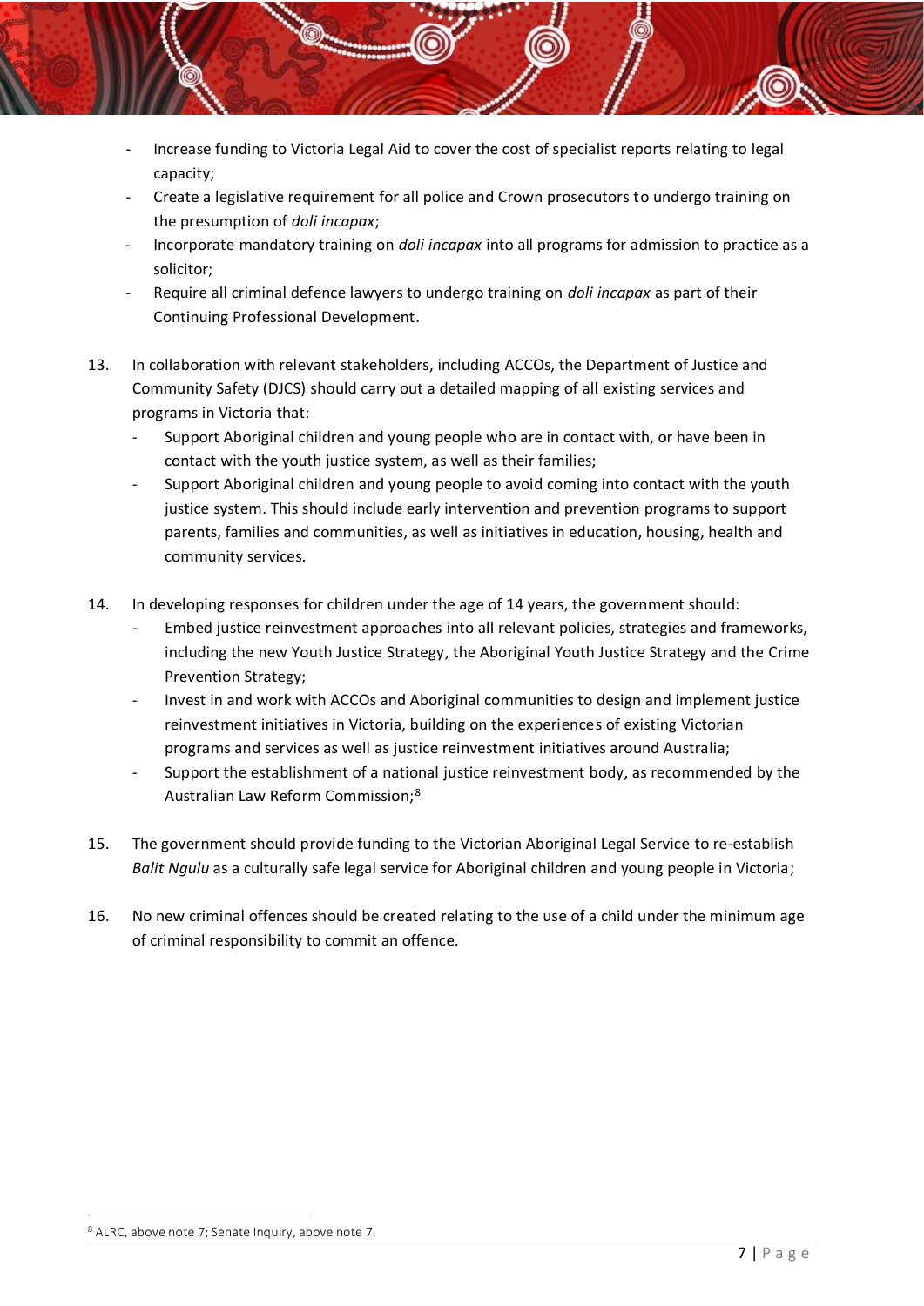- Increase funding to Victoria Legal Aid to cover the cost of specialist reports relating to legal capacity;
- Create a legislative requirement for all police and Crown prosecutors to undergo training on the presumption of *doli incapax*;
- Incorporate mandatory training on *doli incapax* into all programs for admission to practice as a solicitor;
- Require all criminal defence lawyers to undergo training on *doli incapax* as part of their Continuing Professional Development.

13. In collaboration with relevant stakeholders, including ACCOs, the Department of Justice and Community Safety (DJCS) should carry out a detailed mapping of all existing services and programs in Victoria that:
    - Support Aboriginal children and young people who are in contact with, or have been in contact with the youth justice system, as well as their families;
    - Support Aboriginal children and young people to avoid coming into contact with the youth justice system. This should include early intervention and prevention programs to support parents, families and communities, as well as initiatives in education, housing, health and community services.

14. In developing responses for children under the age of 14 years, the government should:
    - Embed justice reinvestment approaches into all relevant policies, strategies and frameworks, including the new Youth Justice Strategy, the Aboriginal Youth Justice Strategy and the Crime Prevention Strategy;
    - Invest in and work with ACCOs and Aboriginal communities to design and implement justice reinvestment initiatives in Victoria, building on the experiences of existing Victorian programs and services as well as justice reinvestment initiatives around Australia;
    - Support the establishment of a national justice reinvestment body, as recommended by the Australian Law Reform Commission;[8]

15. The government should provide funding to the Victorian Aboriginal Legal Service to re-establish *Balit Ngulu* as a culturally safe legal service for Aboriginal children and young people in Victoria;

16. No new criminal offences should be created relating to the use of a child under the minimum age of criminal responsibility to commit an offence.

[8] ALRC, above note 7; Senate Inquiry, above note 7.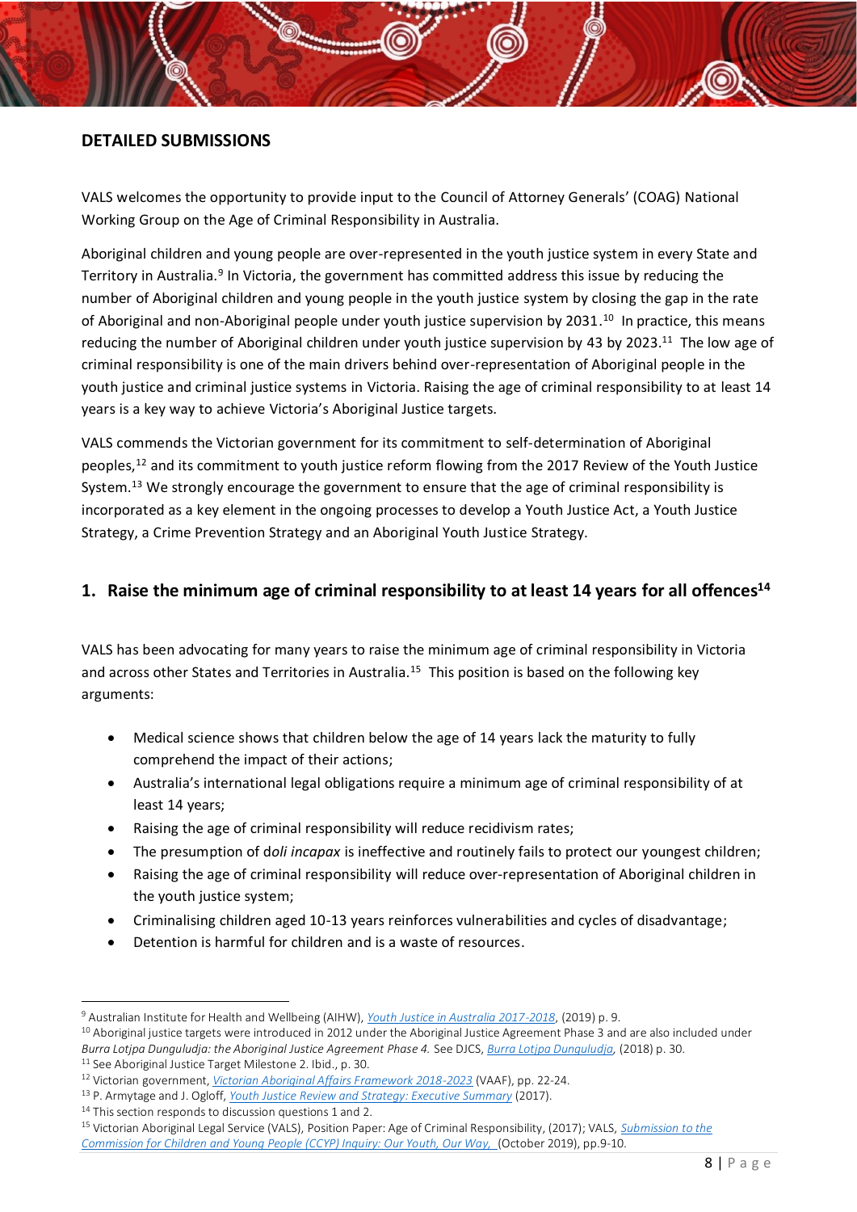## DETAILED SUBMISSIONS

VALS welcomes the opportunity to provide input to the Council of Attorney Generals' (COAG) National Working Group on the Age of Criminal Responsibility in Australia.

Aboriginal children and young people are over-represented in the youth justice system in every State and Territory in Australia.[9] In Victoria, the government has committed address this issue by reducing the number of Aboriginal children and young people in the youth justice system by closing the gap in the rate of Aboriginal and non-Aboriginal people under youth justice supervision by 2031.[10] In practice, this means reducing the number of Aboriginal children under youth justice supervision by 43 by 2023.[11] The low age of criminal responsibility is one of the main drivers behind over-representation of Aboriginal people in the youth justice and criminal justice systems in Victoria. Raising the age of criminal responsibility to at least 14 years is a key way to achieve Victoria's Aboriginal Justice targets.

VALS commends the Victorian government for its commitment to self-determination of Aboriginal peoples,[12] and its commitment to youth justice reform flowing from the 2017 Review of the Youth Justice System.[13] We strongly encourage the government to ensure that the age of criminal responsibility is incorporated as a key element in the ongoing processes to develop a Youth Justice Act, a Youth Justice Strategy, a Crime Prevention Strategy and an Aboriginal Youth Justice Strategy.

### 1. Raise the minimum age of criminal responsibility to at least 14 years for all offences[14]

VALS has been advocating for many years to raise the minimum age of criminal responsibility in Victoria and across other States and Territories in Australia.[15] This position is based on the following key arguments:

- Medical science shows that children below the age of 14 years lack the maturity to fully comprehend the impact of their actions;
- Australia's international legal obligations require a minimum age of criminal responsibility of at least 14 years;
- Raising the age of criminal responsibility will reduce recidivism rates;
- The presumption of d*oli incapax* is ineffective and routinely fails to protect our youngest children;
- Raising the age of criminal responsibility will reduce over-representation of Aboriginal children in the youth justice system;
- Criminalising children aged 10-13 years reinforces vulnerabilities and cycles of disadvantage;
- Detention is harmful for children and is a waste of resources.

---

[9] Australian Institute for Health and Wellbeing (AIHW), [Youth Justice in Australia 2017-2018](), (2019) p. 9.

[10] Aboriginal justice targets were introduced in 2012 under the Aboriginal Justice Agreement Phase 3 and are also included under *Burra Lotjpa Dunguludja: the Aboriginal Justice Agreement Phase 4.* See DJCS, *[Burra Lotjpa Dunguludja]()*, (2018) p. 30.

[11] See Aboriginal Justice Target Milestone 2. Ibid., p. 30.

[12] Victorian government, *[Victorian Aboriginal Affairs Framework 2018-2023]()* (VAAF), pp. 22-24.

[13] P. Armytage and J. Ogloff, *[Youth Justice Review and Strategy: Executive Summary]()* (2017).

[14] This section responds to discussion questions 1 and 2.

[15] Victorian Aboriginal Legal Service (VALS), Position Paper: Age of Criminal Responsibility, (2017); VALS, *[Submission to the Commission for Children and Young People (CCYP) Inquiry: Our Youth, Our Way,]()* (October 2019), pp.9-10.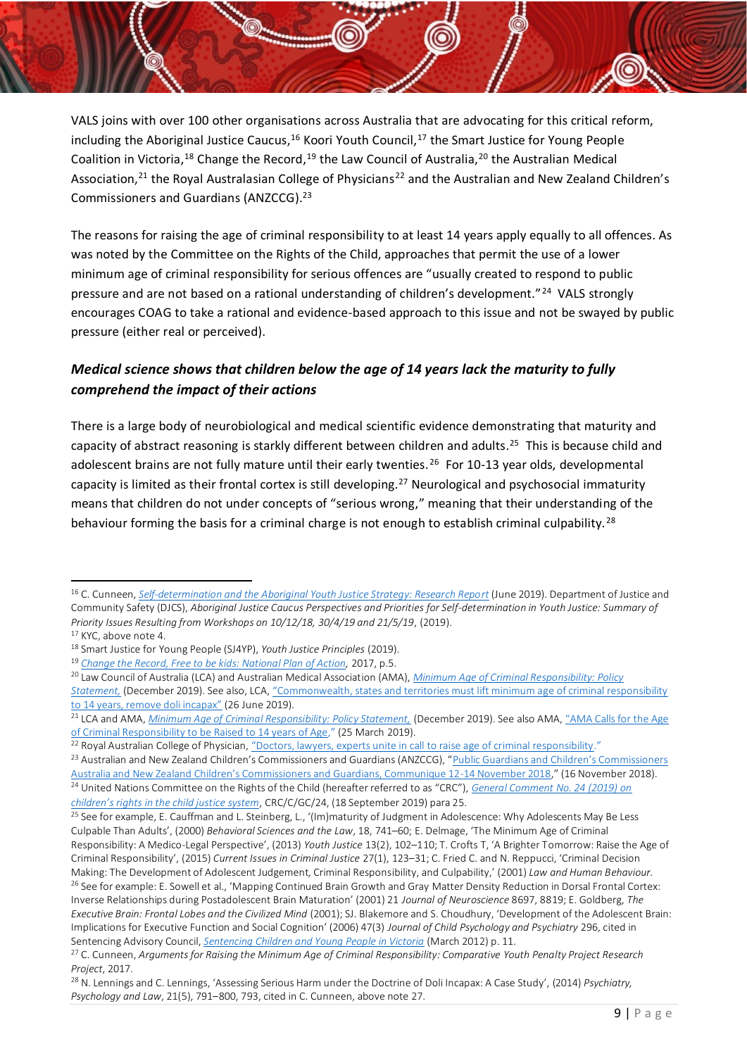VALS joins with over 100 other organisations across Australia that are advocating for this critical reform, including the Aboriginal Justice Caucus,[16] Koori Youth Council,[17] the Smart Justice for Young People Coalition in Victoria,[18] Change the Record,[19] the Law Council of Australia,[20] the Australian Medical Association,[21] the Royal Australasian College of Physicians[22] and the Australian and New Zealand Children's Commissioners and Guardians (ANZCCG).[23]

The reasons for raising the age of criminal responsibility to at least 14 years apply equally to all offences. As was noted by the Committee on the Rights of the Child, approaches that permit the use of a lower minimum age of criminal responsibility for serious offences are "usually created to respond to public pressure and are not based on a rational understanding of children's development."[24] VALS strongly encourages COAG to take a rational and evidence-based approach to this issue and not be swayed by public pressure (either real or perceived).

### *Medical science shows that children below the age of 14 years lack the maturity to fully comprehend the impact of their actions*

There is a large body of neurobiological and medical scientific evidence demonstrating that maturity and capacity of abstract reasoning is starkly different between children and adults.[25] This is because child and adolescent brains are not fully mature until their early twenties.[26] For 10-13 year olds, developmental capacity is limited as their frontal cortex is still developing.[27] Neurological and psychosocial immaturity means that children do not under concepts of "serious wrong," meaning that their understanding of the behaviour forming the basis for a criminal charge is not enough to establish criminal culpability.[28]

---

[16] C. Cunneen, *Self-determination and the Aboriginal Youth Justice Strategy: Research Report* (June 2019). Department of Justice and Community Safety (DJCS), *Aboriginal Justice Caucus Perspectives and Priorities for Self-determination in Youth Justice: Summary of Priority Issues Resulting from Workshops on 10/12/18, 30/4/19 and 21/5/19*, (2019).

[17] KYC, above note 4.

[18] Smart Justice for Young People (SJ4YP), *Youth Justice Principles* (2019).

[19] *Change the Record, Free to be kids: National Plan of Action*, 2017, p.5.

[20] Law Council of Australia (LCA) and Australian Medical Association (AMA), *Minimum Age of Criminal Responsibility: Policy Statement*, (December 2019). See also, LCA, "Commonwealth, states and territories must lift minimum age of criminal responsibility to 14 years, remove doli incapax" (26 June 2019).

[21] LCA and AMA, *Minimum Age of Criminal Responsibility: Policy Statement*, (December 2019). See also AMA, "AMA Calls for the Age of Criminal Responsibility to be Raised to 14 years of Age," (25 March 2019).

[22] Royal Australian College of Physician, "Doctors, lawyers, experts unite in call to raise age of criminal responsibility."

[23] Australian and New Zealand Children's Commissioners and Guardians (ANZCCG), "Public Guardians and Children's Commissioners Australia and New Zealand Children's Commissioners and Guardians, Communique 12-14 November 2018," (16 November 2018).

[24] United Nations Committee on the Rights of the Child (hereafter referred to as "CRC"), *General Comment No. 24 (2019) on children's rights in the child justice system*, CRC/C/GC/24, (18 September 2019) para 25.

[25] See for example, E. Cauffman and L. Steinberg, L., '(Im)maturity of Judgment in Adolescence: Why Adolescents May Be Less Culpable Than Adults', (2000) *Behavioral Sciences and the Law*, 18, 741–60; E. Delmage, 'The Minimum Age of Criminal Responsibility: A Medico-Legal Perspective', (2013) *Youth Justice* 13(2), 102–110; T. Crofts T, 'A Brighter Tomorrow: Raise the Age of Criminal Responsibility', (2015) *Current Issues in Criminal Justice* 27(1), 123–31; C. Fried C. and N. Reppucci, 'Criminal Decision Making: The Development of Adolescent Judgement, Criminal Responsibility, and Culpability,' (2001) *Law and Human Behaviour*.

[26] See for example: E. Sowell et al., 'Mapping Continued Brain Growth and Gray Matter Density Reduction in Dorsal Frontal Cortex: Inverse Relationships during Postadolescent Brain Maturation' (2001) 21 *Journal of Neuroscience* 8697, 8819; E. Goldberg, *The Executive Brain: Frontal Lobes and the Civilized Mind* (2001); SJ. Blakemore and S. Choudhury, 'Development of the Adolescent Brain: Implications for Executive Function and Social Cognition' (2006) 47(3) *Journal of Child Psychology and Psychiatry* 296, cited in Sentencing Advisory Council, *Sentencing Children and Young People in Victoria* (March 2012) p. 11.

[27] C. Cunneen, *Arguments for Raising the Minimum Age of Criminal Responsibility: Comparative Youth Penalty Project Research Project*, 2017.

[28] N. Lennings and C. Lennings, 'Assessing Serious Harm under the Doctrine of Doli Incapax: A Case Study', (2014) *Psychiatry, Psychology and Law*, 21(5), 791–800, 793, cited in C. Cunneen, above note 27.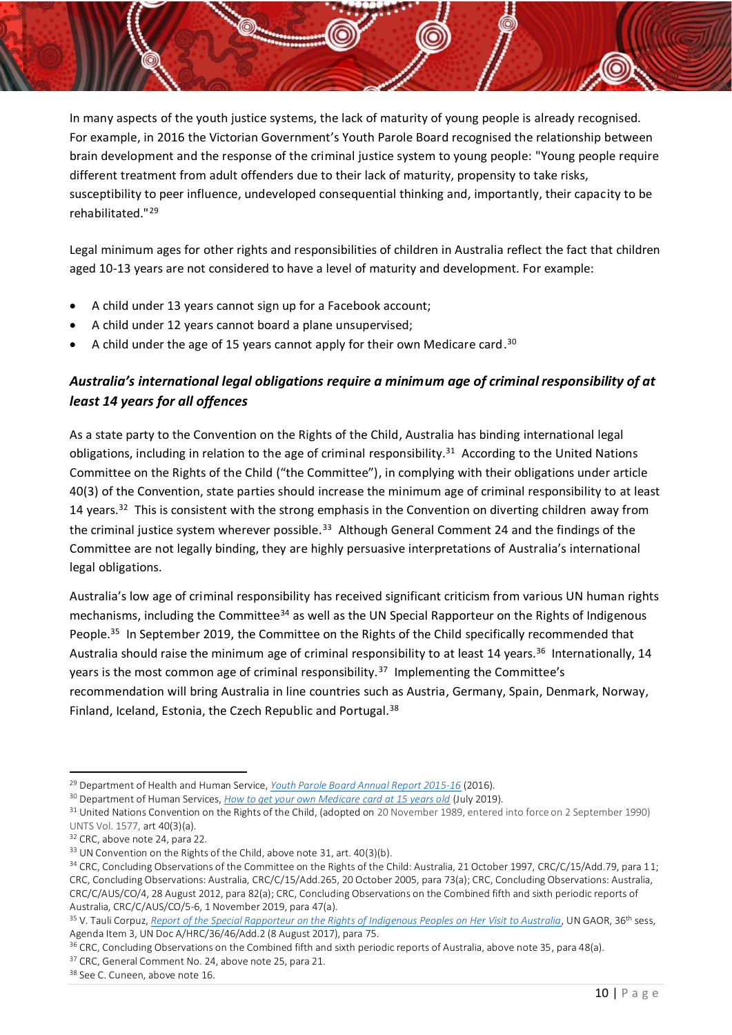In many aspects of the youth justice systems, the lack of maturity of young people is already recognised. For example, in 2016 the Victorian Government's Youth Parole Board recognised the relationship between brain development and the response of the criminal justice system to young people: "Young people require different treatment from adult offenders due to their lack of maturity, propensity to take risks, susceptibility to peer influence, undeveloped consequential thinking and, importantly, their capacity to be rehabilitated."[29]

Legal minimum ages for other rights and responsibilities of children in Australia reflect the fact that children aged 10-13 years are not considered to have a level of maturity and development. For example:

- A child under 13 years cannot sign up for a Facebook account;
- A child under 12 years cannot board a plane unsupervised;
- A child under the age of 15 years cannot apply for their own Medicare card.[30]

### *Australia's international legal obligations require a minimum age of criminal responsibility of at least 14 years for all offences*

As a state party to the Convention on the Rights of the Child, Australia has binding international legal obligations, including in relation to the age of criminal responsibility.[31] According to the United Nations Committee on the Rights of the Child ("the Committee"), in complying with their obligations under article 40(3) of the Convention, state parties should increase the minimum age of criminal responsibility to at least 14 years.[32] This is consistent with the strong emphasis in the Convention on diverting children away from the criminal justice system wherever possible.[33] Although General Comment 24 and the findings of the Committee are not legally binding, they are highly persuasive interpretations of Australia's international legal obligations.

Australia's low age of criminal responsibility has received significant criticism from various UN human rights mechanisms, including the Committee[34] as well as the UN Special Rapporteur on the Rights of Indigenous People.[35] In September 2019, the Committee on the Rights of the Child specifically recommended that Australia should raise the minimum age of criminal responsibility to at least 14 years.[36] Internationally, 14 years is the most common age of criminal responsibility.[37] Implementing the Committee's recommendation will bring Australia in line countries such as Austria, Germany, Spain, Denmark, Norway, Finland, Iceland, Estonia, the Czech Republic and Portugal.[38]

---

[29] Department of Health and Human Service, *Youth Parole Board Annual Report 2015-16* (2016).

[30] Department of Human Services, *How to get your own Medicare card at 15 years old* (July 2019).

[31] United Nations Convention on the Rights of the Child, (adopted on 20 November 1989, entered into force on 2 September 1990) UNTS Vol. 1577, art 40(3)(a).

[32] CRC, above note 24, para 22.

[33] UN Convention on the Rights of the Child, above note 31, art. 40(3)(b).

[34] CRC, Concluding Observations of the Committee on the Rights of the Child: Australia, 21 October 1997, CRC/C/15/Add.79, para 11; CRC, Concluding Observations: Australia, CRC/C/15/Add.265, 20 October 2005, para 73(a); CRC, Concluding Observations: Australia, CRC/C/AUS/CO/4, 28 August 2012, para 82(a); CRC, Concluding Observations on the Combined fifth and sixth periodic reports of Australia, CRC/C/AUS/CO/5-6, 1 November 2019, para 47(a).

[35] V. Tauli Corpuz, *Report of the Special Rapporteur on the Rights of Indigenous Peoples on Her Visit to Australia*, UN GAOR, 36th sess, Agenda Item 3, UN Doc A/HRC/36/46/Add.2 (8 August 2017), para 75.

[36] CRC, Concluding Observations on the Combined fifth and sixth periodic reports of Australia, above note 35, para 48(a).

[37] CRC, General Comment No. 24, above note 25, para 21.

[38] See C. Cuneen, above note 16.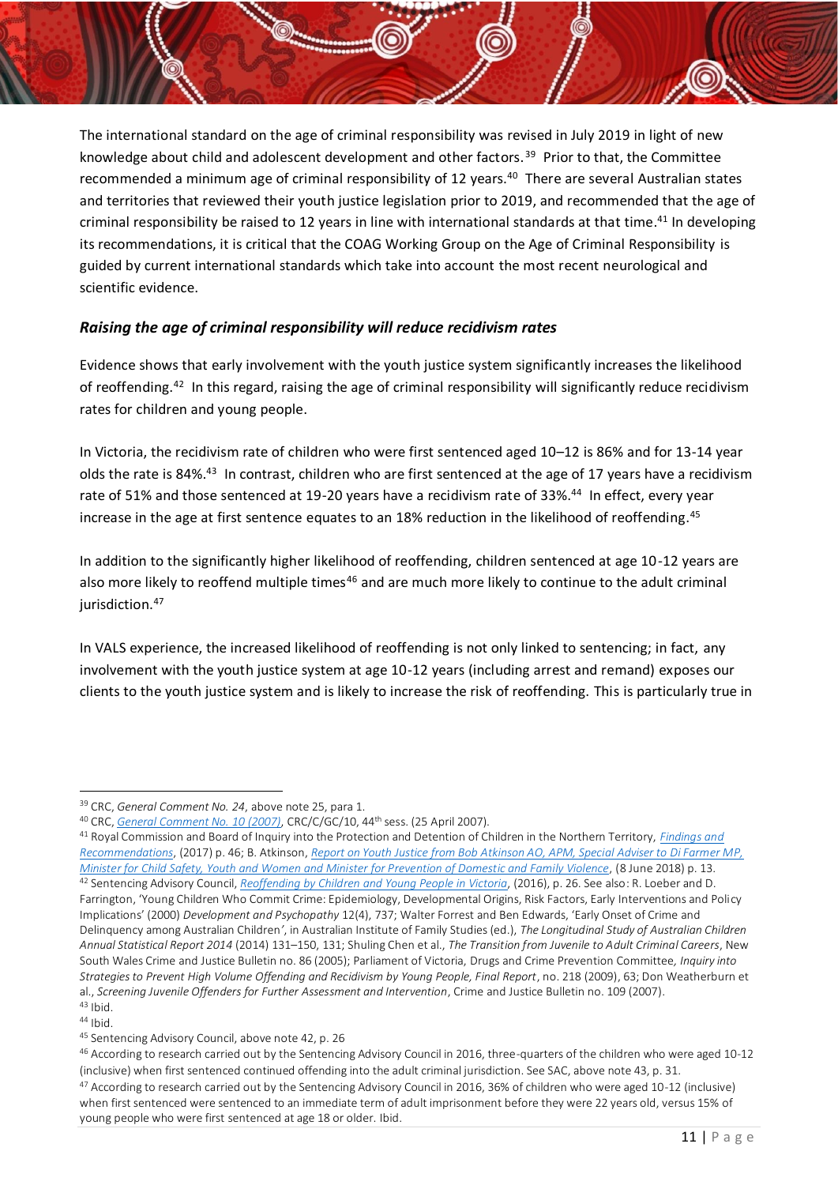The international standard on the age of criminal responsibility was revised in July 2019 in light of new knowledge about child and adolescent development and other factors.[39] Prior to that, the Committee recommended a minimum age of criminal responsibility of 12 years.[40] There are several Australian states and territories that reviewed their youth justice legislation prior to 2019, and recommended that the age of criminal responsibility be raised to 12 years in line with international standards at that time.[41] In developing its recommendations, it is critical that the COAG Working Group on the Age of Criminal Responsibility is guided by current international standards which take into account the most recent neurological and scientific evidence.

### *Raising the age of criminal responsibility will reduce recidivism rates*

Evidence shows that early involvement with the youth justice system significantly increases the likelihood of reoffending.[42] In this regard, raising the age of criminal responsibility will significantly reduce recidivism rates for children and young people.

In Victoria, the recidivism rate of children who were first sentenced aged 10–12 is 86% and for 13-14 year olds the rate is 84%.[43] In contrast, children who are first sentenced at the age of 17 years have a recidivism rate of 51% and those sentenced at 19-20 years have a recidivism rate of 33%.[44] In effect, every year increase in the age at first sentence equates to an 18% reduction in the likelihood of reoffending.[45]

In addition to the significantly higher likelihood of reoffending, children sentenced at age 10-12 years are also more likely to reoffend multiple times[46] and are much more likely to continue to the adult criminal jurisdiction.[47]

In VALS experience, the increased likelihood of reoffending is not only linked to sentencing; in fact, any involvement with the youth justice system at age 10-12 years (including arrest and remand) exposes our clients to the youth justice system and is likely to increase the risk of reoffending. This is particularly true in

---

[39] CRC, *General Comment No. 24*, above note 25, para 1.

[40] CRC, *General Comment No. 10 (2007)*, CRC/C/GC/10, 44th sess. (25 April 2007).

[41] Royal Commission and Board of Inquiry into the Protection and Detention of Children in the Northern Territory, *Findings and Recommendations*, (2017) p. 46; B. Atkinson, *Report on Youth Justice from Bob Atkinson AO, APM, Special Adviser to Di Farmer MP, Minister for Child Safety, Youth and Women and Minister for Prevention of Domestic and Family Violence*, (8 June 2018) p. 13.

[42] Sentencing Advisory Council, *Reoffending by Children and Young People in Victoria*, (2016), p. 26. See also: R. Loeber and D. Farrington, 'Young Children Who Commit Crime: Epidemiology, Developmental Origins, Risk Factors, Early Interventions and Policy Implications' (2000) *Development and Psychopathy* 12(4), 737; Walter Forrest and Ben Edwards, 'Early Onset of Crime and Delinquency among Australian Children', in Australian Institute of Family Studies (ed.), *The Longitudinal Study of Australian Children Annual Statistical Report 2014* (2014) 131–150, 131; Shuling Chen et al., *The Transition from Juvenile to Adult Criminal Careers*, New South Wales Crime and Justice Bulletin no. 86 (2005); Parliament of Victoria, Drugs and Crime Prevention Committee, *Inquiry into Strategies to Prevent High Volume Offending and Recidivism by Young People, Final Report*, no. 218 (2009), 63; Don Weatherburn et al., *Screening Juvenile Offenders for Further Assessment and Intervention*, Crime and Justice Bulletin no. 109 (2007).

[43] Ibid.

[44] Ibid.

[45] Sentencing Advisory Council, above note 42, p. 26

[46] According to research carried out by the Sentencing Advisory Council in 2016, three-quarters of the children who were aged 10-12 (inclusive) when first sentenced continued offending into the adult criminal jurisdiction. See SAC, above note 43, p. 31.

[47] According to research carried out by the Sentencing Advisory Council in 2016, 36% of children who were aged 10-12 (inclusive) when first sentenced were sentenced to an immediate term of adult imprisonment before they were 22 years old, versus 15% of young people who were first sentenced at age 18 or older. Ibid.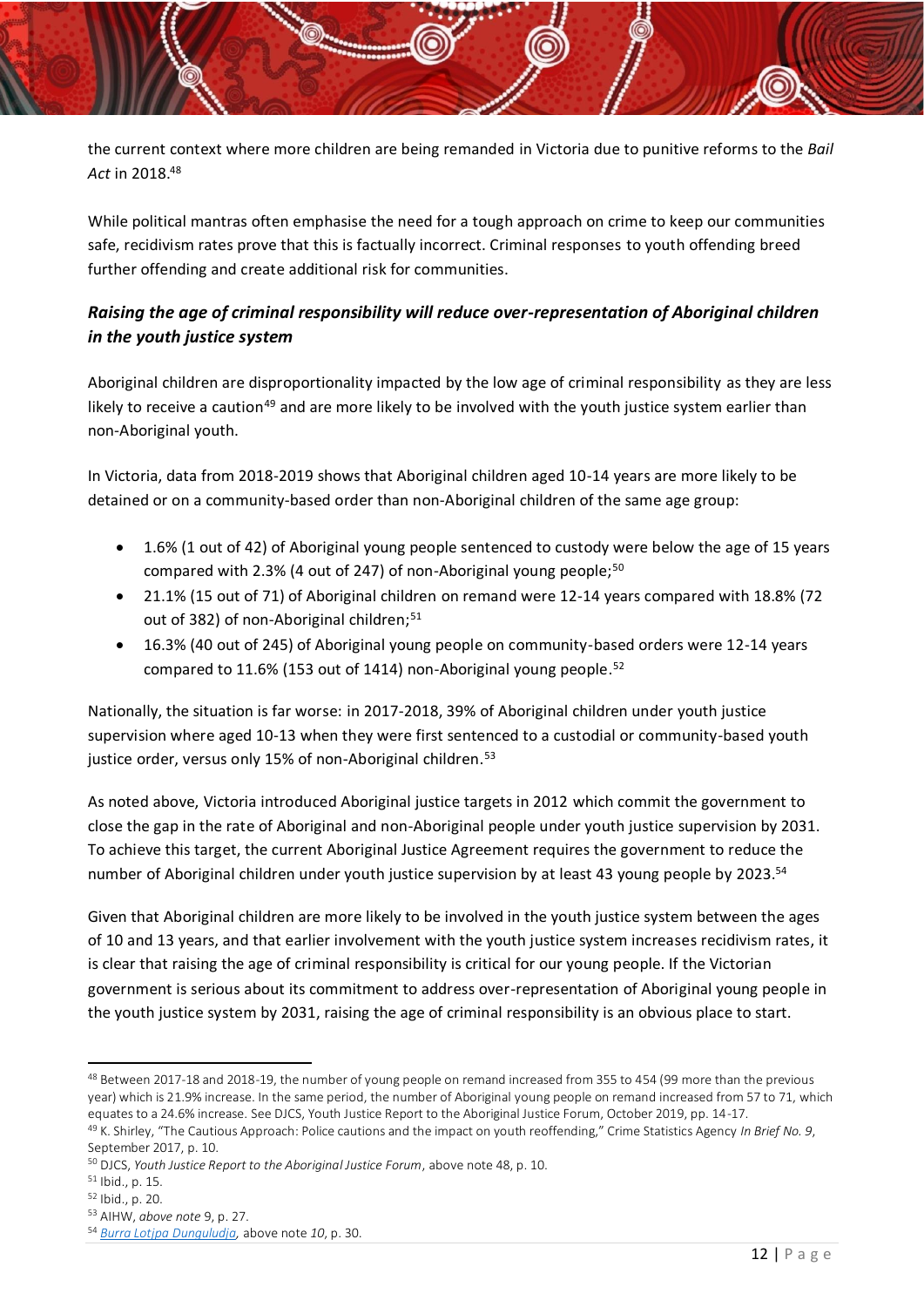the current context where more children are being remanded in Victoria due to punitive reforms to the *Bail Act* in 2018.[48]

While political mantras often emphasise the need for a tough approach on crime to keep our communities safe, recidivism rates prove that this is factually incorrect. Criminal responses to youth offending breed further offending and create additional risk for communities.

### *Raising the age of criminal responsibility will reduce over-representation of Aboriginal children in the youth justice system*

Aboriginal children are disproportionality impacted by the low age of criminal responsibility as they are less likely to receive a caution[49] and are more likely to be involved with the youth justice system earlier than non-Aboriginal youth.

In Victoria, data from 2018-2019 shows that Aboriginal children aged 10-14 years are more likely to be detained or on a community-based order than non-Aboriginal children of the same age group:

- 1.6% (1 out of 42) of Aboriginal young people sentenced to custody were below the age of 15 years compared with 2.3% (4 out of 247) of non-Aboriginal young people;[50]
- 21.1% (15 out of 71) of Aboriginal children on remand were 12-14 years compared with 18.8% (72 out of 382) of non-Aboriginal children;[51]
- 16.3% (40 out of 245) of Aboriginal young people on community-based orders were 12-14 years compared to 11.6% (153 out of 1414) non-Aboriginal young people.[52]

Nationally, the situation is far worse: in 2017-2018, 39% of Aboriginal children under youth justice supervision where aged 10-13 when they were first sentenced to a custodial or community-based youth justice order, versus only 15% of non-Aboriginal children.[53]

As noted above, Victoria introduced Aboriginal justice targets in 2012 which commit the government to close the gap in the rate of Aboriginal and non-Aboriginal people under youth justice supervision by 2031. To achieve this target, the current Aboriginal Justice Agreement requires the government to reduce the number of Aboriginal children under youth justice supervision by at least 43 young people by 2023.[54]

Given that Aboriginal children are more likely to be involved in the youth justice system between the ages of 10 and 13 years, and that earlier involvement with the youth justice system increases recidivism rates, it is clear that raising the age of criminal responsibility is critical for our young people. If the Victorian government is serious about its commitment to address over-representation of Aboriginal young people in the youth justice system by 2031, raising the age of criminal responsibility is an obvious place to start.

---

[48] Between 2017-18 and 2018-19, the number of young people on remand increased from 355 to 454 (99 more than the previous year) which is 21.9% increase. In the same period, the number of Aboriginal young people on remand increased from 57 to 71, which equates to a 24.6% increase. See DJCS, Youth Justice Report to the Aboriginal Justice Forum, October 2019, pp. 14-17.

[49] K. Shirley, "The Cautious Approach: Police cautions and the impact on youth reoffending," Crime Statistics Agency *In Brief No. 9*, September 2017, p. 10.

[50] DJCS, *Youth Justice Report to the Aboriginal Justice Forum*, above note 48, p. 10.

[51] Ibid., p. 15.

[52] Ibid., p. 20.

[53] AIHW, *above note* 9, p. 27.

[54] *Burra Lotjpa Dunguludja*, above note *10*, p. 30.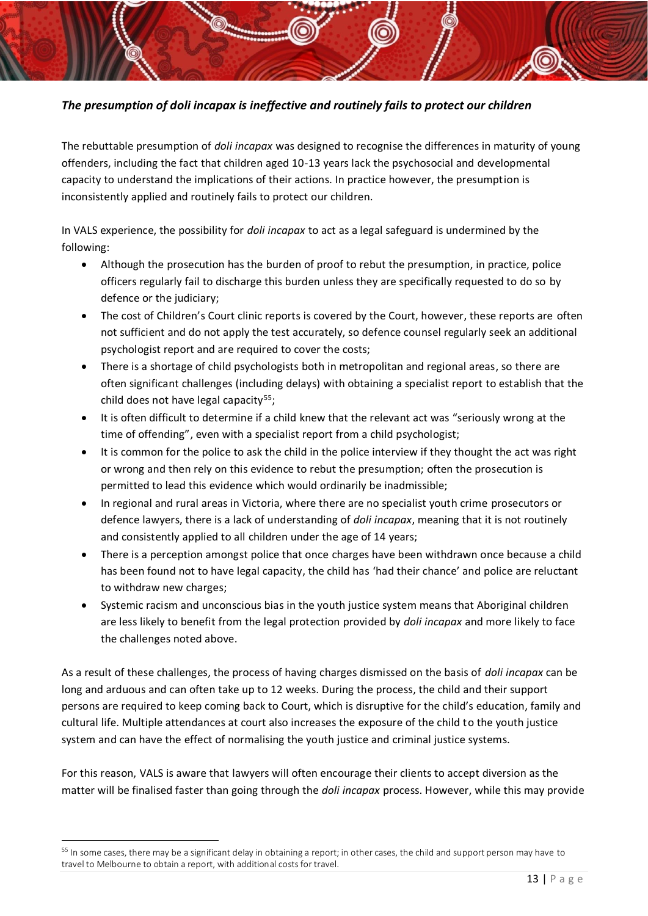***The presumption of doli incapax is ineffective and routinely fails to protect our children***

The rebuttable presumption of *doli incapax* was designed to recognise the differences in maturity of young offenders, including the fact that children aged 10-13 years lack the psychosocial and developmental capacity to understand the implications of their actions. In practice however, the presumption is inconsistently applied and routinely fails to protect our children.

In VALS experience, the possibility for *doli incapax* to act as a legal safeguard is undermined by the following:

- Although the prosecution has the burden of proof to rebut the presumption, in practice, police officers regularly fail to discharge this burden unless they are specifically requested to do so by defence or the judiciary;
- The cost of Children's Court clinic reports is covered by the Court, however, these reports are often not sufficient and do not apply the test accurately, so defence counsel regularly seek an additional psychologist report and are required to cover the costs;
- There is a shortage of child psychologists both in metropolitan and regional areas, so there are often significant challenges (including delays) with obtaining a specialist report to establish that the child does not have legal capacity[55];
- It is often difficult to determine if a child knew that the relevant act was "seriously wrong at the time of offending", even with a specialist report from a child psychologist;
- It is common for the police to ask the child in the police interview if they thought the act was right or wrong and then rely on this evidence to rebut the presumption; often the prosecution is permitted to lead this evidence which would ordinarily be inadmissible;
- In regional and rural areas in Victoria, where there are no specialist youth crime prosecutors or defence lawyers, there is a lack of understanding of *doli incapax*, meaning that it is not routinely and consistently applied to all children under the age of 14 years;
- There is a perception amongst police that once charges have been withdrawn once because a child has been found not to have legal capacity, the child has 'had their chance' and police are reluctant to withdraw new charges;
- Systemic racism and unconscious bias in the youth justice system means that Aboriginal children are less likely to benefit from the legal protection provided by *doli incapax* and more likely to face the challenges noted above.

As a result of these challenges, the process of having charges dismissed on the basis of *doli incapax* can be long and arduous and can often take up to 12 weeks. During the process, the child and their support persons are required to keep coming back to Court, which is disruptive for the child's education, family and cultural life. Multiple attendances at court also increases the exposure of the child to the youth justice system and can have the effect of normalising the youth justice and criminal justice systems.

For this reason, VALS is aware that lawyers will often encourage their clients to accept diversion as the matter will be finalised faster than going through the *doli incapax* process. However, while this may provide

[55] In some cases, there may be a significant delay in obtaining a report; in other cases, the child and support person may have to travel to Melbourne to obtain a report, with additional costs for travel.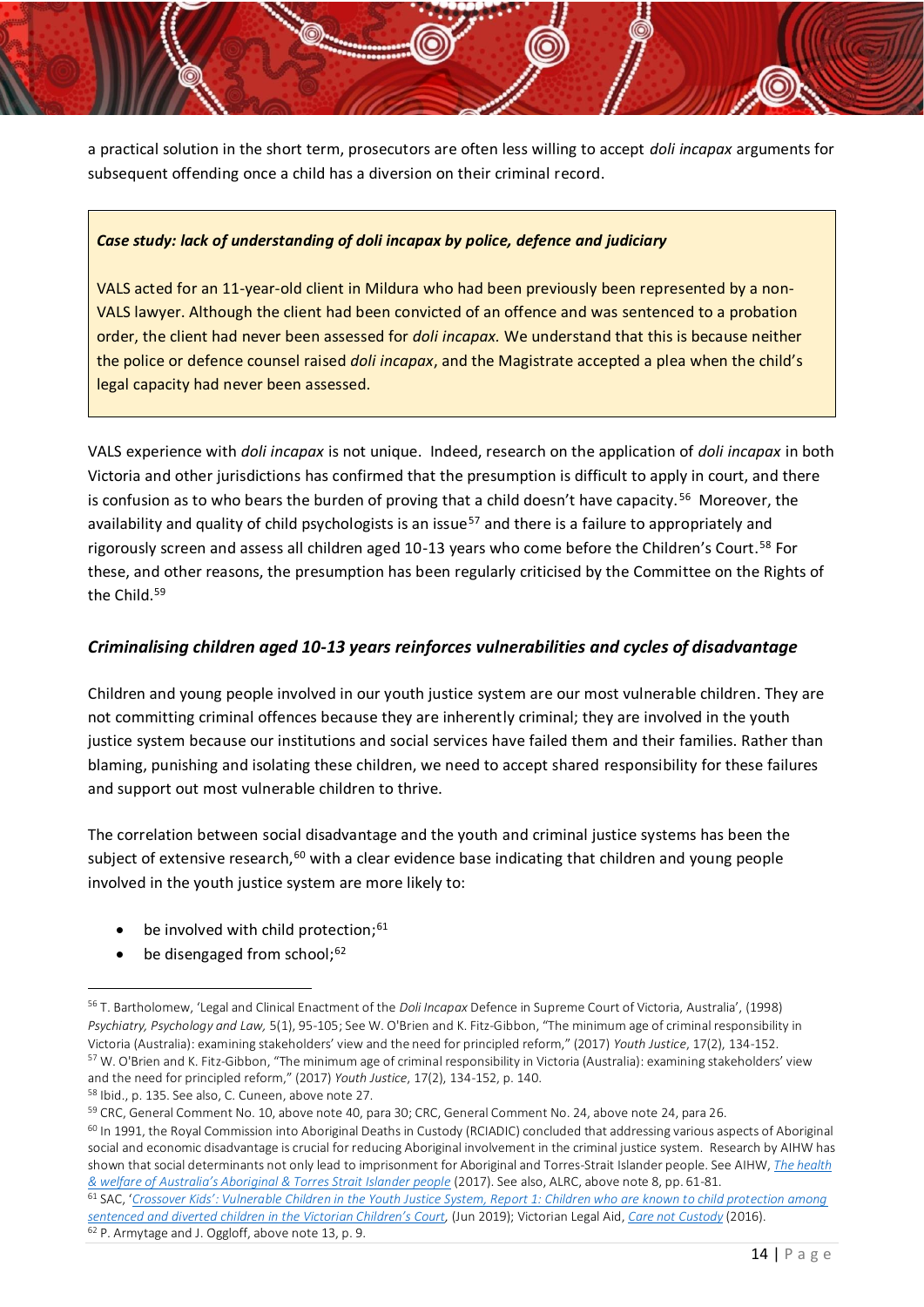a practical solution in the short term, prosecutors are often less willing to accept *doli incapax* arguments for subsequent offending once a child has a diversion on their criminal record.

> ***Case study: lack of understanding of doli incapax by police, defence and judiciary***
>
> VALS acted for an 11-year-old client in Mildura who had been previously been represented by a non-VALS lawyer. Although the client had been convicted of an offence and was sentenced to a probation order, the client had never been assessed for *doli incapax.* We understand that this is because neither the police or defence counsel raised *doli incapax*, and the Magistrate accepted a plea when the child's legal capacity had never been assessed.

VALS experience with *doli incapax* is not unique. Indeed, research on the application of *doli incapax* in both Victoria and other jurisdictions has confirmed that the presumption is difficult to apply in court, and there is confusion as to who bears the burden of proving that a child doesn't have capacity.[56] Moreover, the availability and quality of child psychologists is an issue[57] and there is a failure to appropriately and rigorously screen and assess all children aged 10-13 years who come before the Children's Court.[58] For these, and other reasons, the presumption has been regularly criticised by the Committee on the Rights of the Child.[59]

### *Criminalising children aged 10-13 years reinforces vulnerabilities and cycles of disadvantage*

Children and young people involved in our youth justice system are our most vulnerable children. They are not committing criminal offences because they are inherently criminal; they are involved in the youth justice system because our institutions and social services have failed them and their families. Rather than blaming, punishing and isolating these children, we need to accept shared responsibility for these failures and support out most vulnerable children to thrive.

The correlation between social disadvantage and the youth and criminal justice systems has been the subject of extensive research,[60] with a clear evidence base indicating that children and young people involved in the youth justice system are more likely to:

- be involved with child protection;[61]
- be disengaged from school;[62]

---

[56] T. Bartholomew, 'Legal and Clinical Enactment of the *Doli Incapax* Defence in Supreme Court of Victoria, Australia', (1998) *Psychiatry, Psychology and Law,* 5(1), 95-105; See W. O'Brien and K. Fitz-Gibbon, "The minimum age of criminal responsibility in Victoria (Australia): examining stakeholders' view and the need for principled reform," (2017) *Youth Justice*, 17(2), 134-152.

[57] W. O'Brien and K. Fitz-Gibbon, "The minimum age of criminal responsibility in Victoria (Australia): examining stakeholders' view and the need for principled reform," (2017) *Youth Justice*, 17(2), 134-152, p. 140.

[58] Ibid., p. 135. See also, C. Cuneen, above note 27.

[59] CRC, General Comment No. 10, above note 40, para 30; CRC, General Comment No. 24, above note 24, para 26.

[60] In 1991, the Royal Commission into Aboriginal Deaths in Custody (RCIADIC) concluded that addressing various aspects of Aboriginal social and economic disadvantage is crucial for reducing Aboriginal involvement in the criminal justice system. Research by AIHW has shown that social determinants not only lead to imprisonment for Aboriginal and Torres-Strait Islander people. See AIHW, *The health & welfare of Australia's Aboriginal & Torres Strait Islander people* (2017). See also, ALRC, above note 8, pp. 61-81.

[61] SAC, '*Crossover Kids': Vulnerable Children in the Youth Justice System, Report 1: Children who are known to child protection among sentenced and diverted children in the Victorian Children's Court*, (Jun 2019); Victorian Legal Aid, *Care not Custody* (2016).

[62] P. Armytage and J. Oggloff, above note 13, p. 9.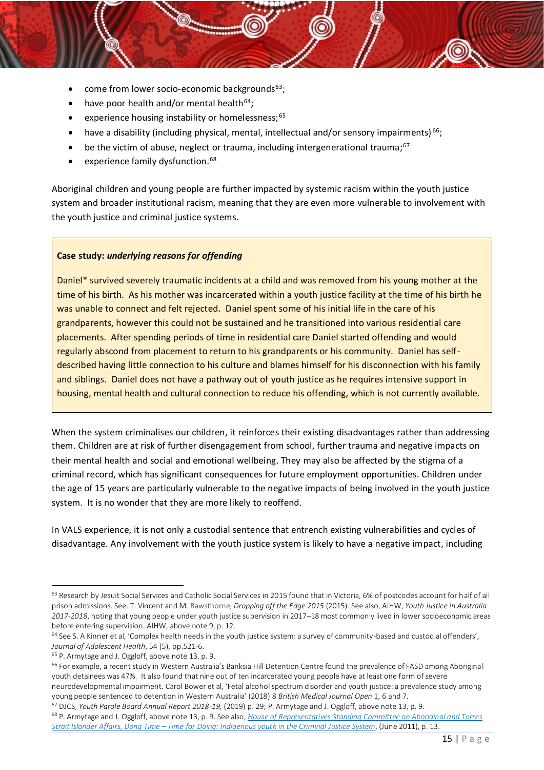- come from lower socio-economic backgrounds[63];
- have poor health and/or mental health[64];
- experience housing instability or homelessness;[65]
- have a disability (including physical, mental, intellectual and/or sensory impairments)[66];
- be the victim of abuse, neglect or trauma, including intergenerational trauma;[67]
- experience family dysfunction.[68]

Aboriginal children and young people are further impacted by systemic racism within the youth justice system and broader institutional racism, meaning that they are even more vulnerable to involvement with the youth justice and criminal justice systems.

> **Case study: *underlying reasons for offending***
>
> Daniel* survived severely traumatic incidents at a child and was removed from his young mother at the time of his birth. As his mother was incarcerated within a youth justice facility at the time of his birth he was unable to connect and felt rejected. Daniel spent some of his initial life in the care of his grandparents, however this could not be sustained and he transitioned into various residential care placements. After spending periods of time in residential care Daniel started offending and would regularly abscond from placement to return to his grandparents or his community. Daniel has self-described having little connection to his culture and blames himself for his disconnection with his family and siblings. Daniel does not have a pathway out of youth justice as he requires intensive support in housing, mental health and cultural connection to reduce his offending, which is not currently available.

When the system criminalises our children, it reinforces their existing disadvantages rather than addressing them. Children are at risk of further disengagement from school, further trauma and negative impacts on their mental health and social and emotional wellbeing. They may also be affected by the stigma of a criminal record, which has significant consequences for future employment opportunities. Children under the age of 15 years are particularly vulnerable to the negative impacts of being involved in the youth justice system. It is no wonder that they are more likely to reoffend.

In VALS experience, it is not only a custodial sentence that entrench existing vulnerabilities and cycles of disadvantage. Any involvement with the youth justice system is likely to have a negative impact, including

---

[63] Research by Jesuit Social Services and Catholic Social Services in 2015 found that in Victoria, 6% of postcodes account for half of all prison admissions. See. T. Vincent and M. Rawsthorne, *Dropping off the Edge 2015* (2015). See also, AIHW, *Youth Justice in Australia 2017-2018*, noting that young people under youth justice supervision in 2017–18 most commonly lived in lower socioeconomic areas before entering supervision. AIHW, above note 9, p. 12.

[64] See S. A Kinner et al, 'Complex health needs in the youth justice system: a survey of community-based and custodial offenders', *Journal of Adolescent Health*, 54 (5), pp.521-6.

[65] P. Armytage and J. Oggloff, above note 13, p. 9.

[66] For example, a recent study in Western Australia's Banksia Hill Detention Centre found the prevalence of FASD among Aboriginal youth detainees was 47%. It also found that nine out of ten incarcerated young people have at least one form of severe neurodevelopmental impairment. Carol Bower et al, 'Fetal alcohol spectrum disorder and youth justice: a prevalence study among young people sentenced to detention in Western Australia' (2018) 8 *British Medical Journal Open* 1, 6 and 7.

[67] DJCS, *Youth Parole Board Annual Report 2018-19*, (2019) p. 29; P. Armytage and J. Oggloff, above note 13, p. 9.

[68] P. Armytage and J. Oggloff, above note 13, p. 9. See also, House of Representatives Standing Committee on Aboriginal and Torres Strait Islander Affairs, *Dong Time – Time for Doing: Indigenous youth in the Criminal Justice System*, (June 2011), p. 13.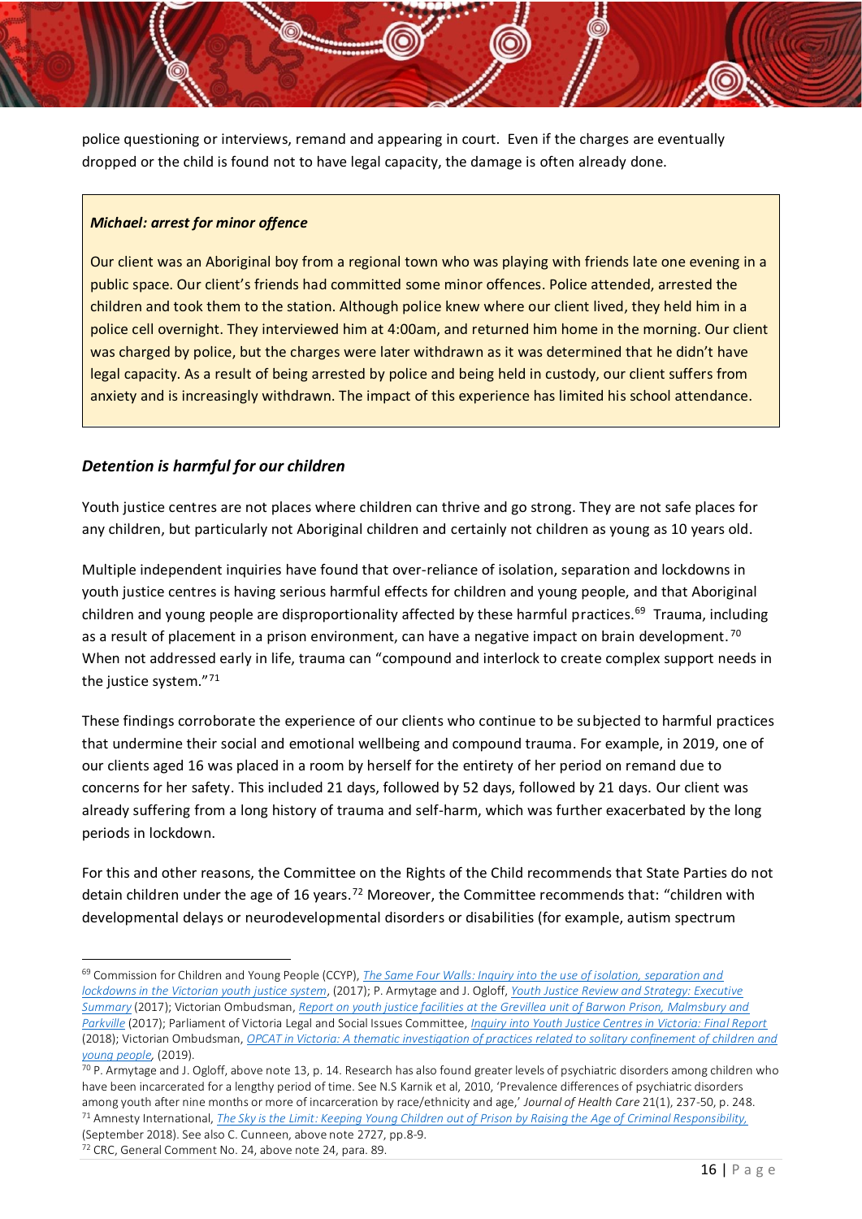police questioning or interviews, remand and appearing in court. Even if the charges are eventually dropped or the child is found not to have legal capacity, the damage is often already done.

> ***Michael: arrest for minor offence***
>
> Our client was an Aboriginal boy from a regional town who was playing with friends late one evening in a public space. Our client's friends had committed some minor offences. Police attended, arrested the children and took them to the station. Although police knew where our client lived, they held him in a police cell overnight. They interviewed him at 4:00am, and returned him home in the morning. Our client was charged by police, but the charges were later withdrawn as it was determined that he didn't have legal capacity. As a result of being arrested by police and being held in custody, our client suffers from anxiety and is increasingly withdrawn. The impact of this experience has limited his school attendance.

### *Detention is harmful for our children*

Youth justice centres are not places where children can thrive and go strong. They are not safe places for any children, but particularly not Aboriginal children and certainly not children as young as 10 years old.

Multiple independent inquiries have found that over-reliance of isolation, separation and lockdowns in youth justice centres is having serious harmful effects for children and young people, and that Aboriginal children and young people are disproportionality affected by these harmful practices.[69] Trauma, including as a result of placement in a prison environment, can have a negative impact on brain development.[70] When not addressed early in life, trauma can "compound and interlock to create complex support needs in the justice system."[71]

These findings corroborate the experience of our clients who continue to be subjected to harmful practices that undermine their social and emotional wellbeing and compound trauma. For example, in 2019, one of our clients aged 16 was placed in a room by herself for the entirety of her period on remand due to concerns for her safety. This included 21 days, followed by 52 days, followed by 21 days. Our client was already suffering from a long history of trauma and self-harm, which was further exacerbated by the long periods in lockdown.

For this and other reasons, the Committee on the Rights of the Child recommends that State Parties do not detain children under the age of 16 years.[72] Moreover, the Committee recommends that: "children with developmental delays or neurodevelopmental disorders or disabilities (for example, autism spectrum

---

[69] Commission for Children and Young People (CCYP), *The Same Four Walls: Inquiry into the use of isolation, separation and lockdowns in the Victorian youth justice system*, (2017); P. Armytage and J. Ogloff, *Youth Justice Review and Strategy: Executive Summary* (2017); Victorian Ombudsman, *Report on youth justice facilities at the Grevillea unit of Barwon Prison, Malmsbury and Parkville* (2017); Parliament of Victoria Legal and Social Issues Committee, *Inquiry into Youth Justice Centres in Victoria: Final Report* (2018); Victorian Ombudsman, *OPCAT in Victoria: A thematic investigation of practices related to solitary confinement of children and young people*, (2019).

[70] P. Armytage and J. Ogloff, above note 13, p. 14. Research has also found greater levels of psychiatric disorders among children who have been incarcerated for a lengthy period of time. See N.S Karnik et al, 2010, 'Prevalence differences of psychiatric disorders among youth after nine months or more of incarceration by race/ethnicity and age,' *Journal of Health Care* 21(1), 237-50, p. 248.

[71] Amnesty International, *The Sky is the Limit: Keeping Young Children out of Prison by Raising the Age of Criminal Responsibility*, (September 2018). See also C. Cunneen, above note 2727, pp.8-9.

[72] CRC, General Comment No. 24, above note 24, para. 89.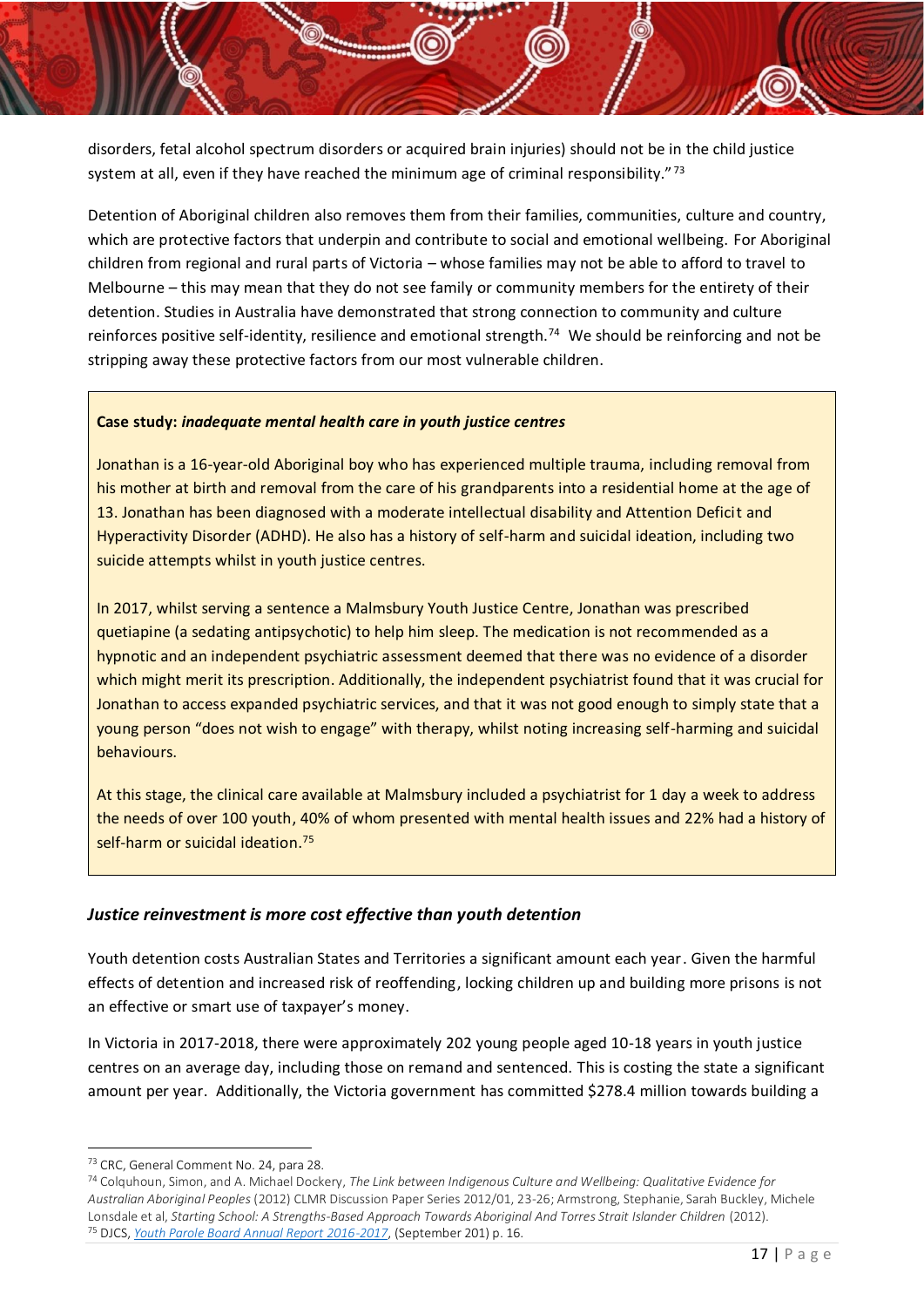disorders, fetal alcohol spectrum disorders or acquired brain injuries) should not be in the child justice system at all, even if they have reached the minimum age of criminal responsibility."[73]

Detention of Aboriginal children also removes them from their families, communities, culture and country, which are protective factors that underpin and contribute to social and emotional wellbeing. For Aboriginal children from regional and rural parts of Victoria – whose families may not be able to afford to travel to Melbourne – this may mean that they do not see family or community members for the entirety of their detention. Studies in Australia have demonstrated that strong connection to community and culture reinforces positive self-identity, resilience and emotional strength.[74] We should be reinforcing and not be stripping away these protective factors from our most vulnerable children.

> **Case study: *inadequate mental health care in youth justice centres***
>
> Jonathan is a 16-year-old Aboriginal boy who has experienced multiple trauma, including removal from his mother at birth and removal from the care of his grandparents into a residential home at the age of 13. Jonathan has been diagnosed with a moderate intellectual disability and Attention Deficit and Hyperactivity Disorder (ADHD). He also has a history of self-harm and suicidal ideation, including two suicide attempts whilst in youth justice centres.
>
> In 2017, whilst serving a sentence a Malmsbury Youth Justice Centre, Jonathan was prescribed quetiapine (a sedating antipsychotic) to help him sleep. The medication is not recommended as a hypnotic and an independent psychiatric assessment deemed that there was no evidence of a disorder which might merit its prescription. Additionally, the independent psychiatrist found that it was crucial for Jonathan to access expanded psychiatric services, and that it was not good enough to simply state that a young person "does not wish to engage" with therapy, whilst noting increasing self-harming and suicidal behaviours.
>
> At this stage, the clinical care available at Malmsbury included a psychiatrist for 1 day a week to address the needs of over 100 youth, 40% of whom presented with mental health issues and 22% had a history of self-harm or suicidal ideation.[75]

### *Justice reinvestment is more cost effective than youth detention*

Youth detention costs Australian States and Territories a significant amount each year. Given the harmful effects of detention and increased risk of reoffending, locking children up and building more prisons is not an effective or smart use of taxpayer's money.

In Victoria in 2017-2018, there were approximately 202 young people aged 10-18 years in youth justice centres on an average day, including those on remand and sentenced. This is costing the state a significant amount per year. Additionally, the Victoria government has committed $278.4 million towards building a

---

[73] CRC, General Comment No. 24, para 28.

[74] Colquhoun, Simon, and A. Michael Dockery, *The Link between Indigenous Culture and Wellbeing: Qualitative Evidence for Australian Aboriginal Peoples* (2012) CLMR Discussion Paper Series 2012/01, 23-26; Armstrong, Stephanie, Sarah Buckley, Michele Lonsdale et al, *Starting School: A Strengths-Based Approach Towards Aboriginal And Torres Strait Islander Children* (2012).

[75] DJCS, *Youth Parole Board Annual Report 2016-2017*, (September 201) p. 16.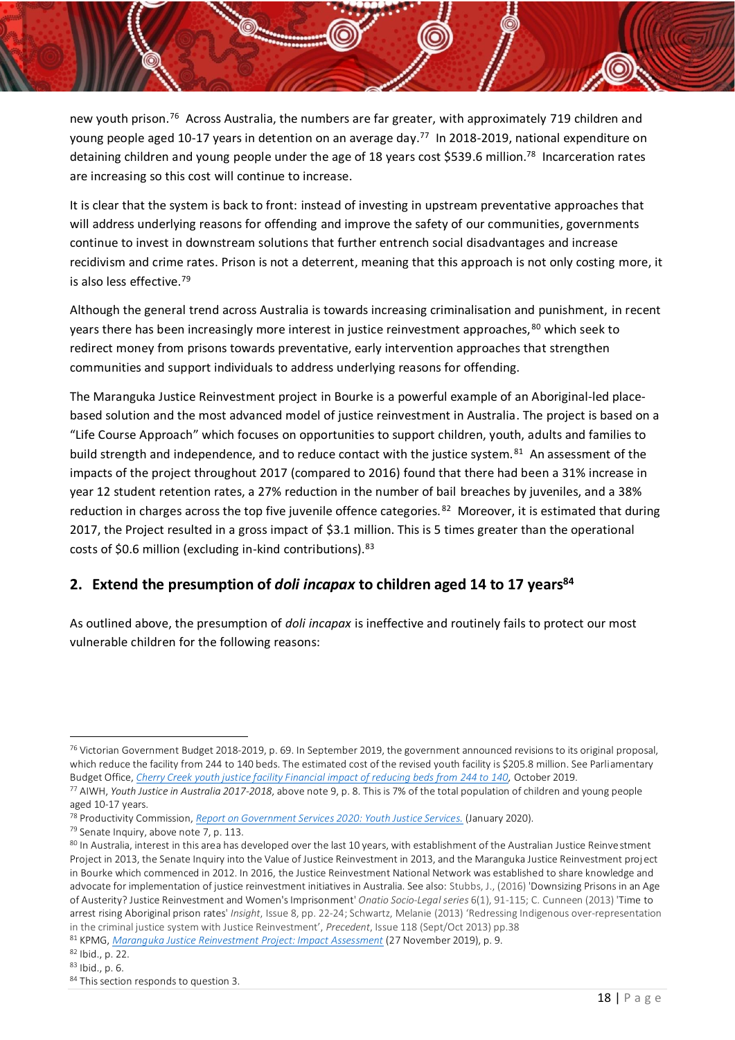new youth prison.[76] Across Australia, the numbers are far greater, with approximately 719 children and young people aged 10-17 years in detention on an average day.[77] In 2018-2019, national expenditure on detaining children and young people under the age of 18 years cost $539.6 million.[78] Incarceration rates are increasing so this cost will continue to increase.

It is clear that the system is back to front: instead of investing in upstream preventative approaches that will address underlying reasons for offending and improve the safety of our communities, governments continue to invest in downstream solutions that further entrench social disadvantages and increase recidivism and crime rates. Prison is not a deterrent, meaning that this approach is not only costing more, it is also less effective.[79]

Although the general trend across Australia is towards increasing criminalisation and punishment, in recent years there has been increasingly more interest in justice reinvestment approaches,[80] which seek to redirect money from prisons towards preventative, early intervention approaches that strengthen communities and support individuals to address underlying reasons for offending.

The Maranguka Justice Reinvestment project in Bourke is a powerful example of an Aboriginal-led place-based solution and the most advanced model of justice reinvestment in Australia. The project is based on a "Life Course Approach" which focuses on opportunities to support children, youth, adults and families to build strength and independence, and to reduce contact with the justice system.[81] An assessment of the impacts of the project throughout 2017 (compared to 2016) found that there had been a 31% increase in year 12 student retention rates, a 27% reduction in the number of bail breaches by juveniles, and a 38% reduction in charges across the top five juvenile offence categories.[82] Moreover, it is estimated that during 2017, the Project resulted in a gross impact of $3.1 million. This is 5 times greater than the operational costs of $0.6 million (excluding in-kind contributions).[83]

## 2. Extend the presumption of *doli incapax* to children aged 14 to 17 years[84]

As outlined above, the presumption of *doli incapax* is ineffective and routinely fails to protect our most vulnerable children for the following reasons:

---

[76] Victorian Government Budget 2018-2019, p. 69. In September 2019, the government announced revisions to its original proposal, which reduce the facility from 244 to 140 beds. The estimated cost of the revised youth facility is $205.8 million. See Parliamentary Budget Office, *Cherry Creek youth justice facility Financial impact of reducing beds from 244 to 140*, October 2019.

[77] AIWH, *Youth Justice in Australia 2017-2018*, above note 9, p. 8. This is 7% of the total population of children and young people aged 10-17 years.

[78] Productivity Commission, *Report on Government Services 2020: Youth Justice Services.* (January 2020).

[79] Senate Inquiry, above note 7, p. 113.

[80] In Australia, interest in this area has developed over the last 10 years, with establishment of the Australian Justice Reinvestment Project in 2013, the Senate Inquiry into the Value of Justice Reinvestment in 2013, and the Maranguka Justice Reinvestment project in Bourke which commenced in 2012. In 2016, the Justice Reinvestment National Network was established to share knowledge and advocate for implementation of justice reinvestment initiatives in Australia. See also: Stubbs, J., (2016) 'Downsizing Prisons in an Age of Austerity? Justice Reinvestment and Women's Imprisonment' *Onatio Socio-Legal series* 6(1), 91-115; C. Cunneen (2013) 'Time to arrest rising Aboriginal prison rates' *Insight*, Issue 8, pp. 22-24; Schwartz, Melanie (2013) 'Redressing Indigenous over-representation in the criminal justice system with Justice Reinvestment', *Precedent*, Issue 118 (Sept/Oct 2013) pp.38

[81] KPMG, *Maranguka Justice Reinvestment Project: Impact Assessment* (27 November 2019), p. 9.

[82] Ibid., p. 22.

[83] Ibid., p. 6.

[84] This section responds to question 3.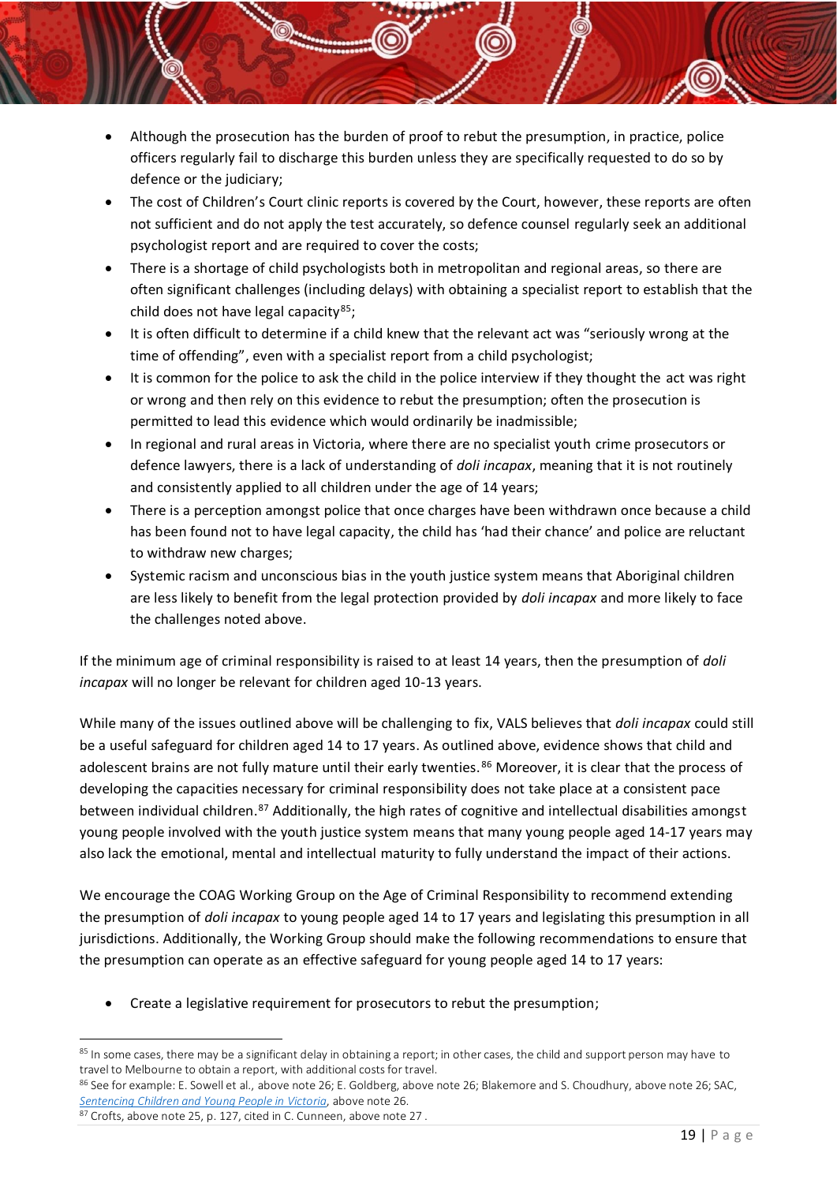- Although the prosecution has the burden of proof to rebut the presumption, in practice, police officers regularly fail to discharge this burden unless they are specifically requested to do so by defence or the judiciary;
- The cost of Children's Court clinic reports is covered by the Court, however, these reports are often not sufficient and do not apply the test accurately, so defence counsel regularly seek an additional psychologist report and are required to cover the costs;
- There is a shortage of child psychologists both in metropolitan and regional areas, so there are often significant challenges (including delays) with obtaining a specialist report to establish that the child does not have legal capacity[85];
- It is often difficult to determine if a child knew that the relevant act was "seriously wrong at the time of offending", even with a specialist report from a child psychologist;
- It is common for the police to ask the child in the police interview if they thought the act was right or wrong and then rely on this evidence to rebut the presumption; often the prosecution is permitted to lead this evidence which would ordinarily be inadmissible;
- In regional and rural areas in Victoria, where there are no specialist youth crime prosecutors or defence lawyers, there is a lack of understanding of *doli incapax*, meaning that it is not routinely and consistently applied to all children under the age of 14 years;
- There is a perception amongst police that once charges have been withdrawn once because a child has been found not to have legal capacity, the child has 'had their chance' and police are reluctant to withdraw new charges;
- Systemic racism and unconscious bias in the youth justice system means that Aboriginal children are less likely to benefit from the legal protection provided by *doli incapax* and more likely to face the challenges noted above.

If the minimum age of criminal responsibility is raised to at least 14 years, then the presumption of *doli incapax* will no longer be relevant for children aged 10-13 years.

While many of the issues outlined above will be challenging to fix, VALS believes that *doli incapax* could still be a useful safeguard for children aged 14 to 17 years. As outlined above, evidence shows that child and adolescent brains are not fully mature until their early twenties.[86] Moreover, it is clear that the process of developing the capacities necessary for criminal responsibility does not take place at a consistent pace between individual children.[87] Additionally, the high rates of cognitive and intellectual disabilities amongst young people involved with the youth justice system means that many young people aged 14-17 years may also lack the emotional, mental and intellectual maturity to fully understand the impact of their actions.

We encourage the COAG Working Group on the Age of Criminal Responsibility to recommend extending the presumption of *doli incapax* to young people aged 14 to 17 years and legislating this presumption in all jurisdictions. Additionally, the Working Group should make the following recommendations to ensure that the presumption can operate as an effective safeguard for young people aged 14 to 17 years:

- Create a legislative requirement for prosecutors to rebut the presumption;

---

[85] In some cases, there may be a significant delay in obtaining a report; in other cases, the child and support person may have to travel to Melbourne to obtain a report, with additional costs for travel.

[86] See for example: E. Sowell et al., above note 26; E. Goldberg, above note 26; Blakemore and S. Choudhury, above note 26; SAC, *Sentencing Children and Young People in Victoria*, above note 26.

[87] Crofts, above note 25, p. 127, cited in C. Cunneen, above note 27 .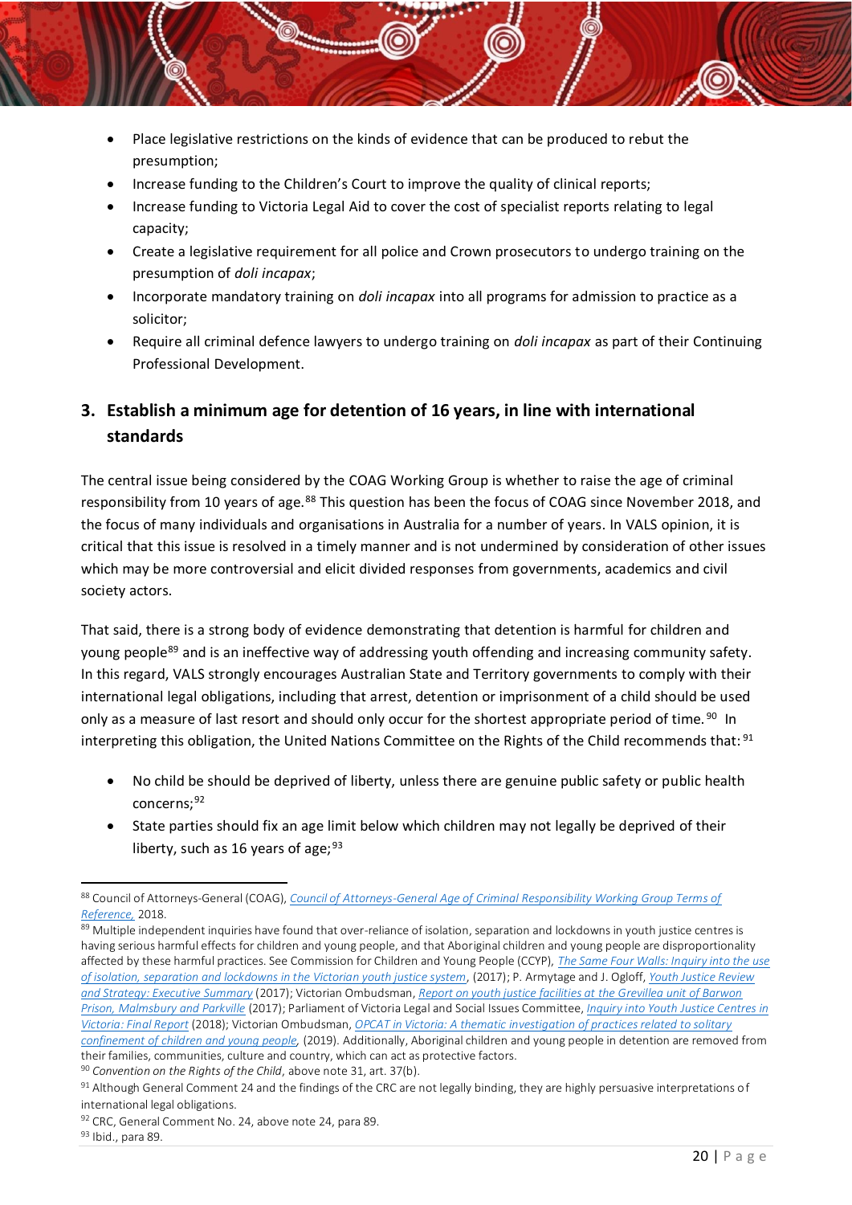- Place legislative restrictions on the kinds of evidence that can be produced to rebut the presumption;
- Increase funding to the Children's Court to improve the quality of clinical reports;
- Increase funding to Victoria Legal Aid to cover the cost of specialist reports relating to legal capacity;
- Create a legislative requirement for all police and Crown prosecutors to undergo training on the presumption of *doli incapax*;
- Incorporate mandatory training on *doli incapax* into all programs for admission to practice as a solicitor;
- Require all criminal defence lawyers to undergo training on *doli incapax* as part of their Continuing Professional Development.

## 3. Establish a minimum age for detention of 16 years, in line with international standards

The central issue being considered by the COAG Working Group is whether to raise the age of criminal responsibility from 10 years of age.[88] This question has been the focus of COAG since November 2018, and the focus of many individuals and organisations in Australia for a number of years. In VALS opinion, it is critical that this issue is resolved in a timely manner and is not undermined by consideration of other issues which may be more controversial and elicit divided responses from governments, academics and civil society actors.

That said, there is a strong body of evidence demonstrating that detention is harmful for children and young people[89] and is an ineffective way of addressing youth offending and increasing community safety. In this regard, VALS strongly encourages Australian State and Territory governments to comply with their international legal obligations, including that arrest, detention or imprisonment of a child should be used only as a measure of last resort and should only occur for the shortest appropriate period of time.[90] In interpreting this obligation, the United Nations Committee on the Rights of the Child recommends that:[91]

- No child be should be deprived of liberty, unless there are genuine public safety or public health concerns;[92]
- State parties should fix an age limit below which children may not legally be deprived of their liberty, such as 16 years of age;[93]

---

[88] Council of Attorneys-General (COAG), Council of Attorneys-General Age of Criminal Responsibility Working Group Terms of Reference, 2018.

[89] Multiple independent inquiries have found that over-reliance of isolation, separation and lockdowns in youth justice centres is having serious harmful effects for children and young people, and that Aboriginal children and young people are disproportionality affected by these harmful practices. See Commission for Children and Young People (CCYP), *The Same Four Walls: Inquiry into the use of isolation, separation and lockdowns in the Victorian youth justice system*, (2017); P. Armytage and J. Ogloff, *Youth Justice Review and Strategy: Executive Summary* (2017); Victorian Ombudsman, *Report on youth justice facilities at the Grevillea unit of Barwon Prison, Malmsbury and Parkville* (2017); Parliament of Victoria Legal and Social Issues Committee, *Inquiry into Youth Justice Centres in Victoria: Final Report* (2018); Victorian Ombudsman, *OPCAT in Victoria: A thematic investigation of practices related to solitary confinement of children and young people*, (2019). Additionally, Aboriginal children and young people in detention are removed from their families, communities, culture and country, which can act as protective factors.

[90] *Convention on the Rights of the Child*, above note 31, art. 37(b).

[91] Although General Comment 24 and the findings of the CRC are not legally binding, they are highly persuasive interpretations of international legal obligations.

[92] CRC, General Comment No. 24, above note 24, para 89.

[93] Ibid., para 89.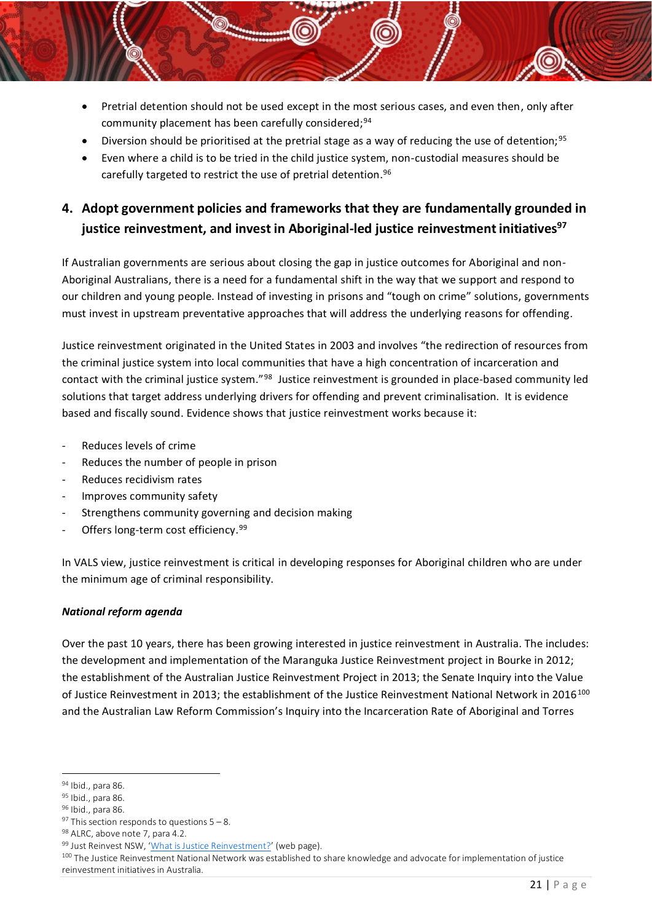- Pretrial detention should not be used except in the most serious cases, and even then, only after community placement has been carefully considered;[94]
- Diversion should be prioritised at the pretrial stage as a way of reducing the use of detention;[95]
- Even where a child is to be tried in the child justice system, non-custodial measures should be carefully targeted to restrict the use of pretrial detention.[96]

## 4. Adopt government policies and frameworks that they are fundamentally grounded in justice reinvestment, and invest in Aboriginal-led justice reinvestment initiatives[97]

If Australian governments are serious about closing the gap in justice outcomes for Aboriginal and non-Aboriginal Australians, there is a need for a fundamental shift in the way that we support and respond to our children and young people. Instead of investing in prisons and "tough on crime" solutions, governments must invest in upstream preventative approaches that will address the underlying reasons for offending.

Justice reinvestment originated in the United States in 2003 and involves "the redirection of resources from the criminal justice system into local communities that have a high concentration of incarceration and contact with the criminal justice system."[98] Justice reinvestment is grounded in place-based community led solutions that target address underlying drivers for offending and prevent criminalisation. It is evidence based and fiscally sound. Evidence shows that justice reinvestment works because it:

- Reduces levels of crime
- Reduces the number of people in prison
- Reduces recidivism rates
- Improves community safety
- Strengthens community governing and decision making
- Offers long-term cost efficiency.[99]

In VALS view, justice reinvestment is critical in developing responses for Aboriginal children who are under the minimum age of criminal responsibility.

***National reform agenda***

Over the past 10 years, there has been growing interested in justice reinvestment in Australia. The includes: the development and implementation of the Maranguka Justice Reinvestment project in Bourke in 2012; the establishment of the Australian Justice Reinvestment Project in 2013; the Senate Inquiry into the Value of Justice Reinvestment in 2013; the establishment of the Justice Reinvestment National Network in 2016[100] and the Australian Law Reform Commission's Inquiry into the Incarceration Rate of Aboriginal and Torres

---

[94] Ibid., para 86.
[95] Ibid., para 86.
[96] Ibid., para 86.
[97] This section responds to questions 5 – 8.
[98] ALRC, above note 7, para 4.2.
[99] Just Reinvest NSW, '[What is Justice Reinvestment?](#)' (web page).
[100] The Justice Reinvestment National Network was established to share knowledge and advocate for implementation of justice reinvestment initiatives in Australia.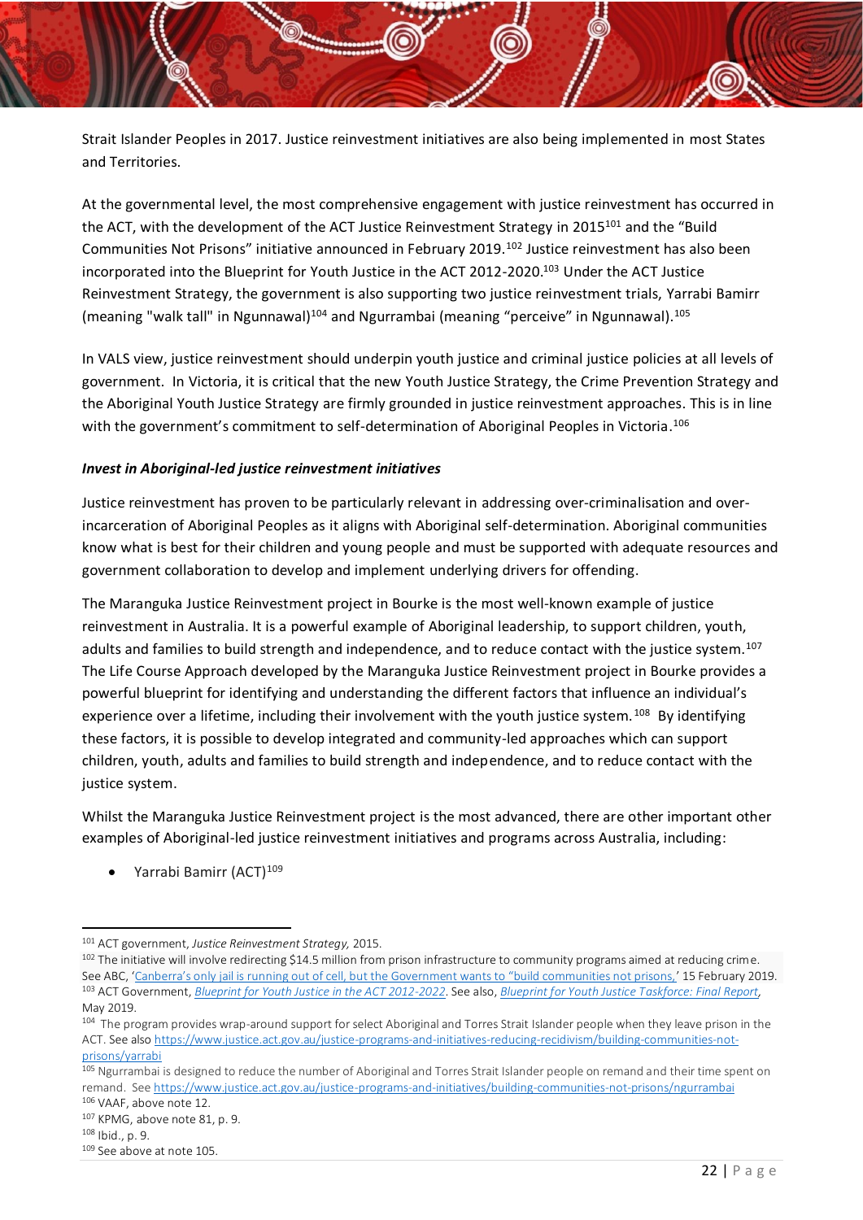Strait Islander Peoples in 2017. Justice reinvestment initiatives are also being implemented in most States and Territories.

At the governmental level, the most comprehensive engagement with justice reinvestment has occurred in the ACT, with the development of the ACT Justice Reinvestment Strategy in 2015[101] and the "Build Communities Not Prisons" initiative announced in February 2019.[102] Justice reinvestment has also been incorporated into the Blueprint for Youth Justice in the ACT 2012-2020.[103] Under the ACT Justice Reinvestment Strategy, the government is also supporting two justice reinvestment trials, Yarrabi Bamirr (meaning "walk tall" in Ngunnawal)[104] and Ngurrambai (meaning "perceive" in Ngunnawal).[105]

In VALS view, justice reinvestment should underpin youth justice and criminal justice policies at all levels of government. In Victoria, it is critical that the new Youth Justice Strategy, the Crime Prevention Strategy and the Aboriginal Youth Justice Strategy are firmly grounded in justice reinvestment approaches. This is in line with the government's commitment to self-determination of Aboriginal Peoples in Victoria.[106]

***Invest in Aboriginal-led justice reinvestment initiatives***

Justice reinvestment has proven to be particularly relevant in addressing over-criminalisation and over-incarceration of Aboriginal Peoples as it aligns with Aboriginal self-determination. Aboriginal communities know what is best for their children and young people and must be supported with adequate resources and government collaboration to develop and implement underlying drivers for offending.

The Maranguka Justice Reinvestment project in Bourke is the most well-known example of justice reinvestment in Australia. It is a powerful example of Aboriginal leadership, to support children, youth, adults and families to build strength and independence, and to reduce contact with the justice system.[107] The Life Course Approach developed by the Maranguka Justice Reinvestment project in Bourke provides a powerful blueprint for identifying and understanding the different factors that influence an individual's experience over a lifetime, including their involvement with the youth justice system.[108] By identifying these factors, it is possible to develop integrated and community-led approaches which can support children, youth, adults and families to build strength and independence, and to reduce contact with the justice system.

Whilst the Maranguka Justice Reinvestment project is the most advanced, there are other important other examples of Aboriginal-led justice reinvestment initiatives and programs across Australia, including:

- Yarrabi Bamirr (ACT)[109]

---

[101] ACT government, *Justice Reinvestment Strategy,* 2015.

[102] The initiative will involve redirecting $14.5 million from prison infrastructure to community programs aimed at reducing crime. See ABC, 'Canberra's only jail is running out of cell, but the Government wants to "build communities not prisons,"' 15 February 2019.

[103] ACT Government, *Blueprint for Youth Justice in the ACT 2012-2022*. See also, *Blueprint for Youth Justice Taskforce: Final Report*, May 2019.

[104] The program provides wrap-around support for select Aboriginal and Torres Strait Islander people when they leave prison in the ACT. See also https://www.justice.act.gov.au/justice-programs-and-initiatives-reducing-recidivism/building-communities-not-prisons/yarrabi

[105] Ngurrambai is designed to reduce the number of Aboriginal and Torres Strait Islander people on remand and their time spent on remand. See https://www.justice.act.gov.au/justice-programs-and-initiatives/building-communities-not-prisons/ngurrambai

[106] VAAF, above note 12.

[107] KPMG, above note 81, p. 9.

[108] Ibid., p. 9.

[109] See above at note 105.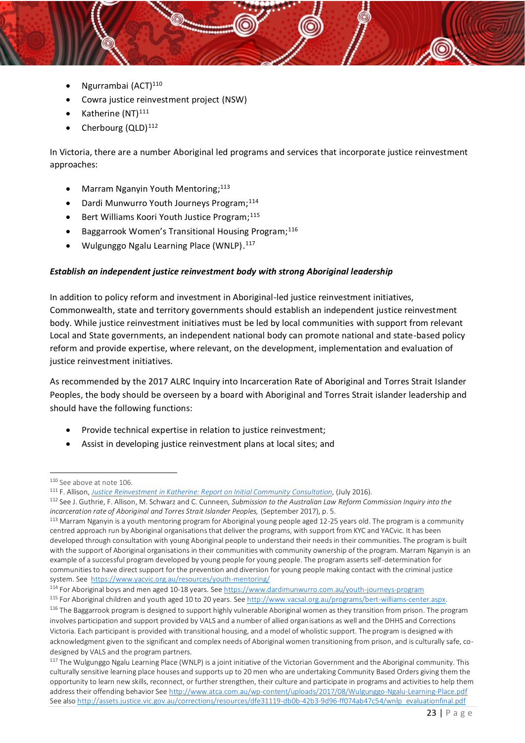- Ngurrambai (ACT)[110]
- Cowra justice reinvestment project (NSW)
- Katherine (NT)[111]
- Cherbourg (QLD)[112]

In Victoria, there are a number Aboriginal led programs and services that incorporate justice reinvestment approaches:

- Marram Nganyin Youth Mentoring;[113]
- Dardi Munwurro Youth Journeys Program;[114]
- Bert Williams Koori Youth Justice Program;[115]
- Baggarrook Women's Transitional Housing Program;[116]
- Wulgunggo Ngalu Learning Place (WNLP).[117]

***Establish an independent justice reinvestment body with strong Aboriginal leadership***

In addition to policy reform and investment in Aboriginal-led justice reinvestment initiatives, Commonwealth, state and territory governments should establish an independent justice reinvestment body. While justice reinvestment initiatives must be led by local communities with support from relevant Local and State governments, an independent national body can promote national and state-based policy reform and provide expertise, where relevant, on the development, implementation and evaluation of justice reinvestment initiatives.

As recommended by the 2017 ALRC Inquiry into Incarceration Rate of Aboriginal and Torres Strait Islander Peoples, the body should be overseen by a board with Aboriginal and Torres Strait islander leadership and should have the following functions:

- Provide technical expertise in relation to justice reinvestment;
- Assist in developing justice reinvestment plans at local sites; and

---

[110] See above at note 106.

[111] F. Allison, *Justice Reinvestment in Katherine: Report on Initial Community Consultation*, (July 2016).

[112] See J. Guthrie, F. Allison, M. Schwarz and C. Cunneen, *Submission to the Australian Law Reform Commission Inquiry into the incarceration rate of Aboriginal and Torres Strait Islander Peoples,* (September 2017), p. 5.

[113] Marram Nganyin is a youth mentoring program for Aboriginal young people aged 12-25 years old. The program is a community centred approach run by Aboriginal organisations that deliver the programs, with support from KYC and YACvic. It has been developed through consultation with young Aboriginal people to understand their needs in their communities. The program is built with the support of Aboriginal organisations in their communities with community ownership of the program. Marram Nganyin is an example of a successful program developed by young people for young people. The program asserts self-determination for communities to have direct support for the prevention and diversion for young people making contact with the criminal justice system. See https://www.yacvic.org.au/resources/youth-mentoring/

[114] For Aboriginal boys and men aged 10-18 years. See https://www.dardimunwurro.com.au/youth-journeys-program

[115] For Aboriginal children and youth aged 10 to 20 years. See http://www.vacsal.org.au/programs/bert-williams-center.aspx.

[116] The Baggarrook program is designed to support highly vulnerable Aboriginal women as they transition from prison. The program involves participation and support provided by VALS and a number of allied organisations as well and the DHHS and Corrections Victoria. Each participant is provided with transitional housing, and a model of wholistic support. The program is designed with acknowledgment given to the significant and complex needs of Aboriginal women transitioning from prison, and is culturally safe, co-designed by VALS and the program partners.

[117] The Wulgunggo Ngalu Learning Place (WNLP) is a joint initiative of the Victorian Government and the Aboriginal community. This culturally sensitive learning place houses and supports up to 20 men who are undertaking Community Based Orders giving them the opportunity to learn new skills, reconnect, or further strengthen, their culture and participate in programs and activities to help them address their offending behavior See http://www.atca.com.au/wp-content/uploads/2017/08/Wulgunggo-Ngalu-Learning-Place.pdf See also http://assets.justice.vic.gov.au/corrections/resources/dfe31119-db0b-42b3-9d96-ff074ab47c54/wnlp_evaluationfinal.pdf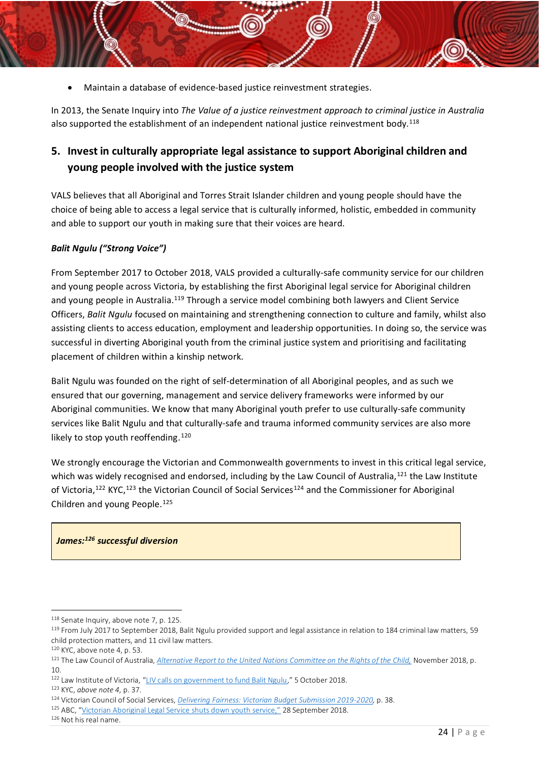- Maintain a database of evidence-based justice reinvestment strategies.

In 2013, the Senate Inquiry into *The Value of a justice reinvestment approach to criminal justice in Australia* also supported the establishment of an independent national justice reinvestment body.[118]

## 5. Invest in culturally appropriate legal assistance to support Aboriginal children and young people involved with the justice system

VALS believes that all Aboriginal and Torres Strait Islander children and young people should have the choice of being able to access a legal service that is culturally informed, holistic, embedded in community and able to support our youth in making sure that their voices are heard.

***Balit Ngulu ("Strong Voice")***

From September 2017 to October 2018, VALS provided a culturally-safe community service for our children and young people across Victoria, by establishing the first Aboriginal legal service for Aboriginal children and young people in Australia.[119] Through a service model combining both lawyers and Client Service Officers, *Balit Ngulu* focused on maintaining and strengthening connection to culture and family, whilst also assisting clients to access education, employment and leadership opportunities. In doing so, the service was successful in diverting Aboriginal youth from the criminal justice system and prioritising and facilitating placement of children within a kinship network.

Balit Ngulu was founded on the right of self-determination of all Aboriginal peoples, and as such we ensured that our governing, management and service delivery frameworks were informed by our Aboriginal communities. We know that many Aboriginal youth prefer to use culturally-safe community services like Balit Ngulu and that culturally-safe and trauma informed community services are also more likely to stop youth reoffending.[120]

We strongly encourage the Victorian and Commonwealth governments to invest in this critical legal service, which was widely recognised and endorsed, including by the Law Council of Australia,[121] the Law Institute of Victoria,[122] KYC,[123] the Victorian Council of Social Services[124] and the Commissioner for Aboriginal Children and young People.[125]

***James:[126] successful diversion***

---

[118] Senate Inquiry, above note 7, p. 125.

[119] From July 2017 to September 2018, Balit Ngulu provided support and legal assistance in relation to 184 criminal law matters, 59 child protection matters, and 11 civil law matters.

[120] KYC, above note 4, p. 53.

[121] The Law Council of Australia, *Alternative Report to the United Nations Committee on the Rights of the Child*, November 2018, p. 10.

[122] Law Institute of Victoria, "LIV calls on government to fund Balit Ngulu," 5 October 2018.

[123] KYC, *above note 4*, p. 37.

[124] Victorian Council of Social Services, *Delivering Fairness: Victorian Budget Submission 2019-2020*, p. 38.

[125] ABC, "Victorian Aboriginal Legal Service shuts down youth service," 28 September 2018.

[126] Not his real name.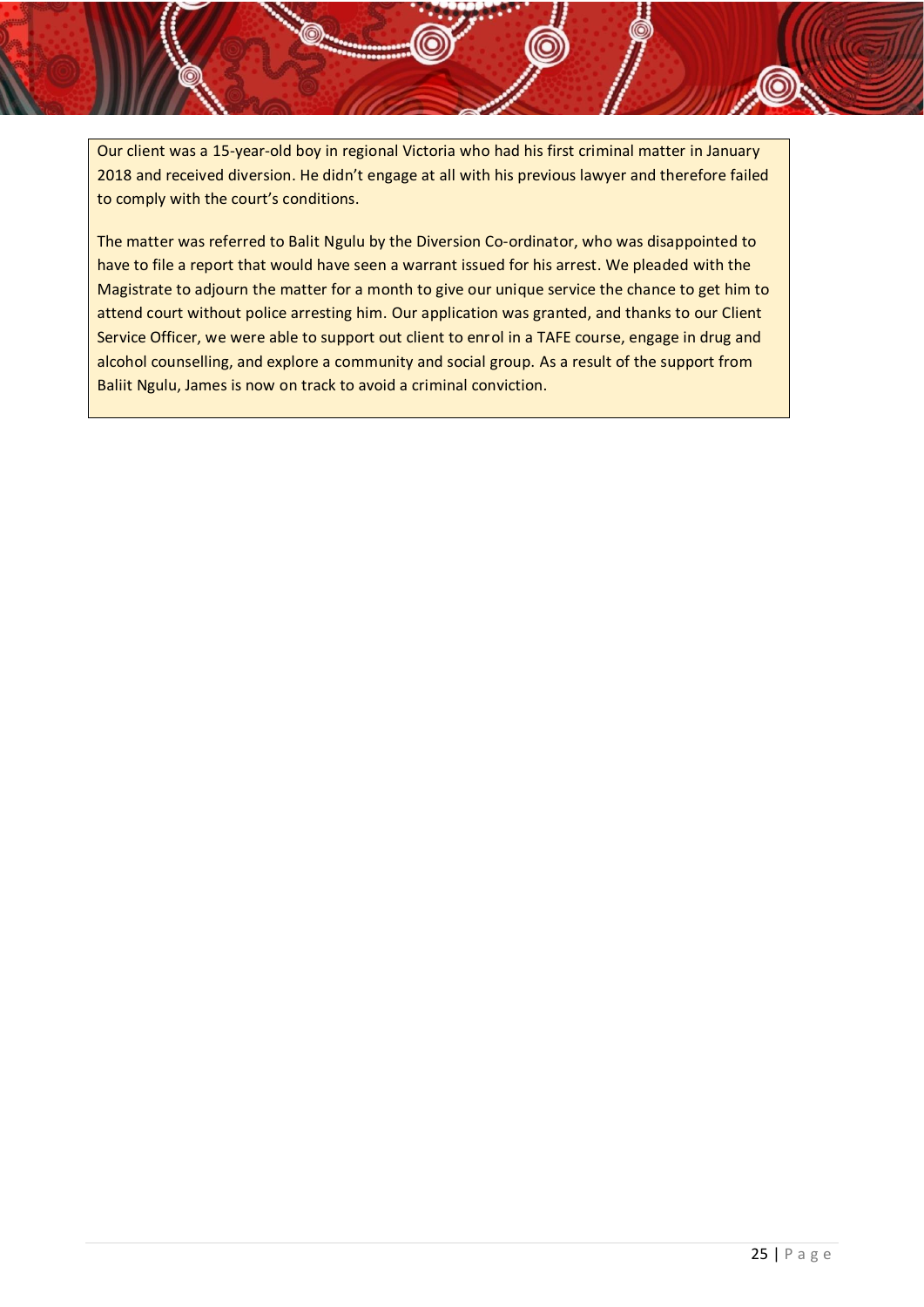Our client was a 15-year-old boy in regional Victoria who had his first criminal matter in January 2018 and received diversion. He didn't engage at all with his previous lawyer and therefore failed to comply with the court's conditions.

The matter was referred to Balit Ngulu by the Diversion Co-ordinator, who was disappointed to have to file a report that would have seen a warrant issued for his arrest. We pleaded with the Magistrate to adjourn the matter for a month to give our unique service the chance to get him to attend court without police arresting him. Our application was granted, and thanks to our Client Service Officer, we were able to support out client to enrol in a TAFE course, engage in drug and alcohol counselling, and explore a community and social group. As a result of the support from Baliit Ngulu, James is now on track to avoid a criminal conviction.